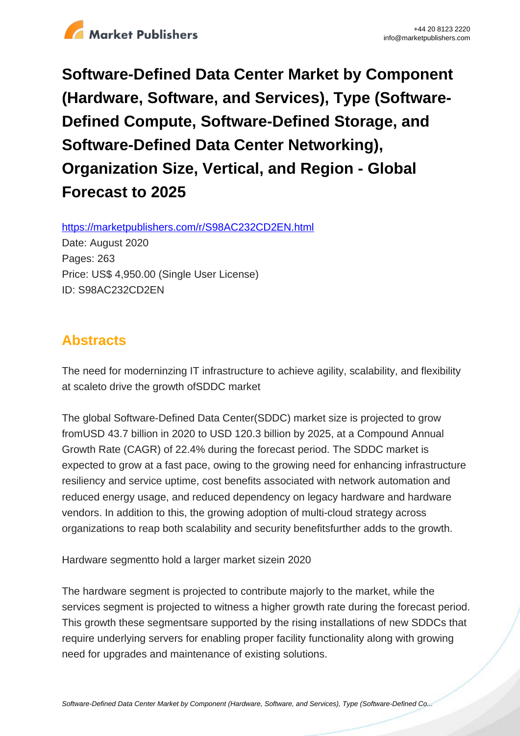# Software-Defined Data Center Market by Component (Hardware, Software, and Services), Type (Software-Defined Compute, Software-Defined Storage, and Software-Defined Data Center Networking), Organization Size, Vertical, and Region - Global Forecast to 2025

https://marketpublishers.com/r/S98AC232CD2EN.html

Date: August 2020

Pages: 263

Price: US$ 4,950.00 (Single User License)

ID: S98AC232CD2EN

## Abstracts

The need for moderninzing IT infrastructure to achieve agility, scalability, and flexibility at scaleto drive the growth ofSDDC market

The global Software-Defined Data Center(SDDC) market size is projected to grow fromUSD 43.7 billion in 2020 to USD 120.3 billion by 2025, at a Compound Annual Growth Rate (CAGR) of 22.4% during the forecast period. The SDDC market is expected to grow at a fast pace, owing to the growing need for enhancing infrastructure resiliency and service uptime, cost benefits associated with network automation and reduced energy usage, and reduced dependency on legacy hardware and hardware vendors. In addition to this, the growing adoption of multi-cloud strategy across organizations to reap both scalability and security benefitsfurther adds to the growth.

Hardware segmentto hold a larger market sizein 2020

The hardware segment is projected to contribute majorly to the market, while the services segment is projected to witness a higher growth rate during the forecast period. This growth these segmentsare supported by the rising installations of new SDDCs that require underlying servers for enabling proper facility functionality along with growing need for upgrades and maintenance of existing solutions.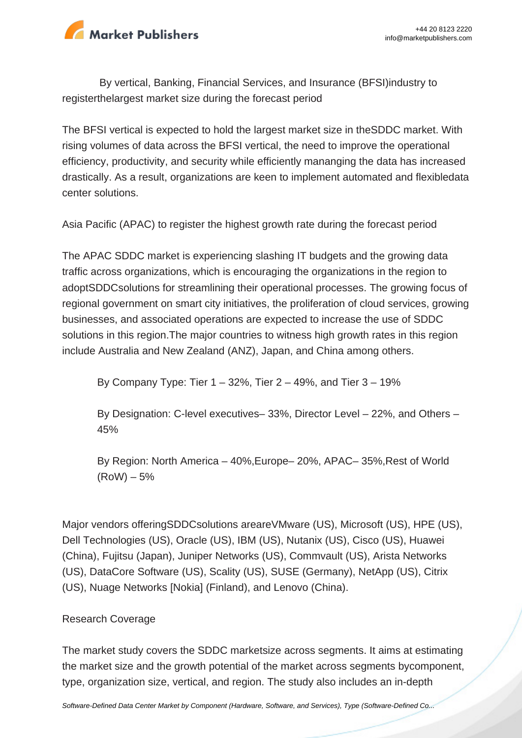By vertical, Banking, Financial Services, and Insurance (BFSI)industry to registerthelargest market size during the forecast period

The BFSI vertical is expected to hold the largest market size in theSDDC market. With rising volumes of data across the BFSI vertical, the need to improve the operational efficiency, productivity, and security while efficiently mananging the data has increased drastically. As a result, organizations are keen to implement automated and flexibledata center solutions.

Asia Pacific (APAC) to register the highest growth rate during the forecast period

The APAC SDDC market is experiencing slashing IT budgets and the growing data traffic across organizations, which is encouraging the organizations in the region to adoptSDDCsolutions for streamlining their operational processes. The growing focus of regional government on smart city initiatives, the proliferation of cloud services, growing businesses, and associated operations are expected to increase the use of SDDC solutions in this region.The major countries to witness high growth rates in this region include Australia and New Zealand (ANZ), Japan, and China among others.

- By Company Type: Tier 1 – 32%, Tier 2 – 49%, and Tier 3 – 19%
- By Designation: C-level executives– 33%, Director Level – 22%, and Others – 45%
- By Region: North America – 40%,Europe– 20%, APAC– 35%,Rest of World (RoW) – 5%

Major vendors offeringSDDCsolutions areareVMware (US), Microsoft (US), HPE (US), Dell Technologies (US), Oracle (US), IBM (US), Nutanix (US), Cisco (US), Huawei (China), Fujitsu (Japan), Juniper Networks (US), Commvault (US), Arista Networks (US), DataCore Software (US), Scality (US), SUSE (Germany), NetApp (US), Citrix (US), Nuage Networks [Nokia] (Finland), and Lenovo (China).

Research Coverage

The market study covers the SDDC marketsize across segments. It aims at estimating the market size and the growth potential of the market across segments bycomponent, type, organization size, vertical, and region. The study also includes an in-depth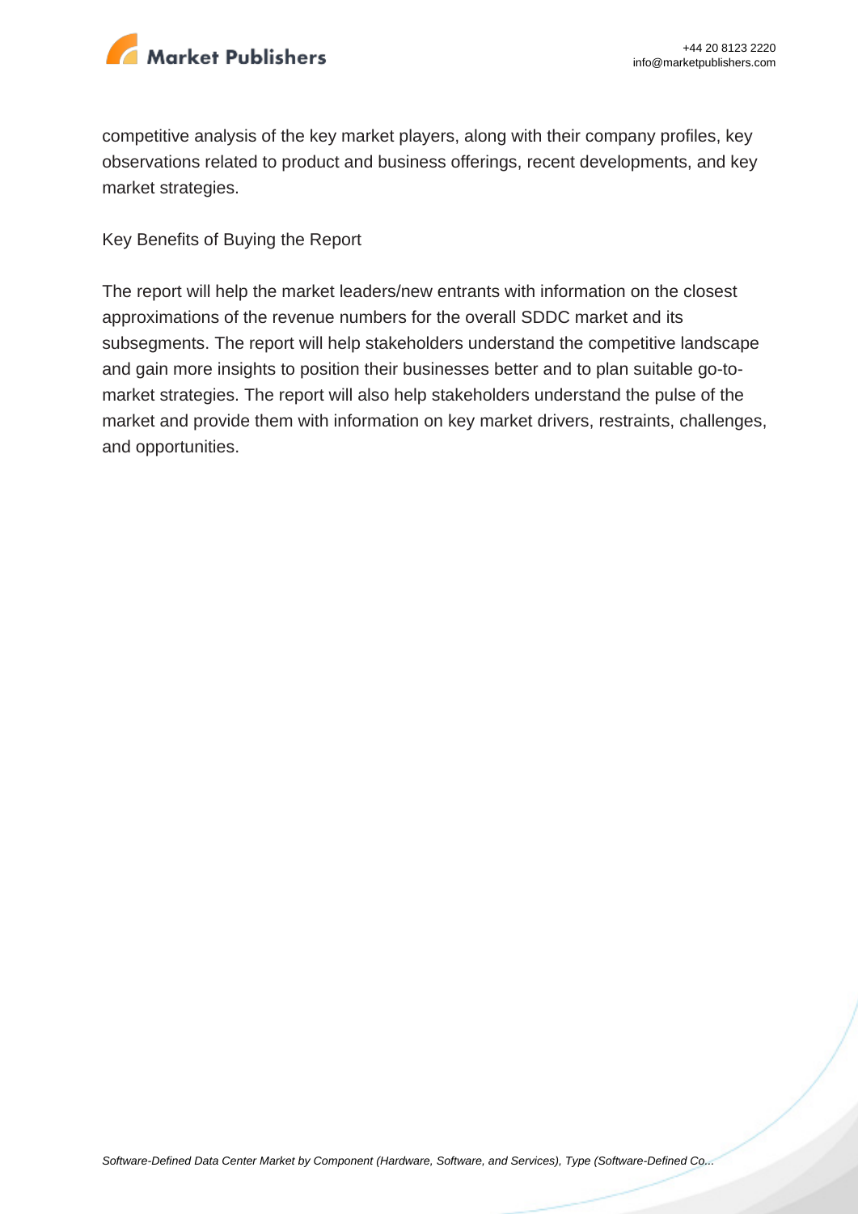competitive analysis of the key market players, along with their company profiles, key observations related to product and business offerings, recent developments, and key market strategies.

Key Benefits of Buying the Report

The report will help the market leaders/new entrants with information on the closest approximations of the revenue numbers for the overall SDDC market and its subsegments. The report will help stakeholders understand the competitive landscape and gain more insights to position their businesses better and to plan suitable go-to-market strategies. The report will also help stakeholders understand the pulse of the market and provide them with information on key market drivers, restraints, challenges, and opportunities.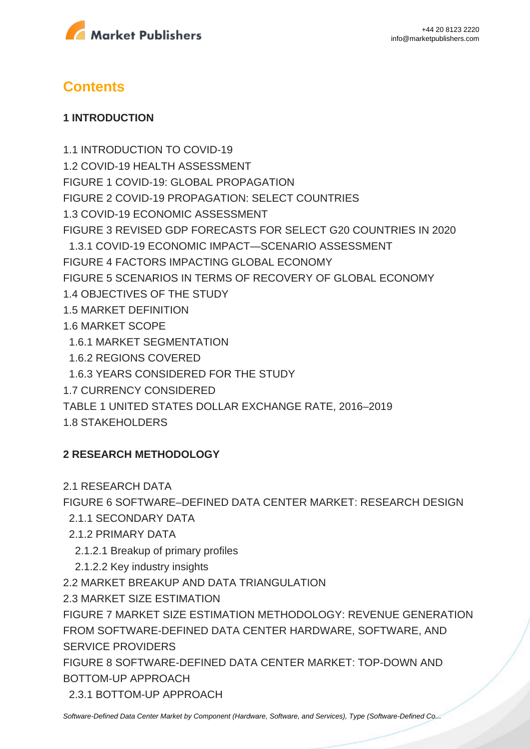## Contents

### 1 INTRODUCTION

1.1 INTRODUCTION TO COVID-19
1.2 COVID-19 HEALTH ASSESSMENT
FIGURE 1 COVID-19: GLOBAL PROPAGATION
FIGURE 2 COVID-19 PROPAGATION: SELECT COUNTRIES
1.3 COVID-19 ECONOMIC ASSESSMENT
FIGURE 3 REVISED GDP FORECASTS FOR SELECT G20 COUNTRIES IN 2020
  1.3.1 COVID-19 ECONOMIC IMPACT—SCENARIO ASSESSMENT
FIGURE 4 FACTORS IMPACTING GLOBAL ECONOMY
FIGURE 5 SCENARIOS IN TERMS OF RECOVERY OF GLOBAL ECONOMY
1.4 OBJECTIVES OF THE STUDY
1.5 MARKET DEFINITION
1.6 MARKET SCOPE
  1.6.1 MARKET SEGMENTATION
  1.6.2 REGIONS COVERED
  1.6.3 YEARS CONSIDERED FOR THE STUDY
1.7 CURRENCY CONSIDERED
TABLE 1 UNITED STATES DOLLAR EXCHANGE RATE, 2016–2019
1.8 STAKEHOLDERS

### 2 RESEARCH METHODOLOGY

2.1 RESEARCH DATA
FIGURE 6 SOFTWARE–DEFINED DATA CENTER MARKET: RESEARCH DESIGN
  2.1.1 SECONDARY DATA
  2.1.2 PRIMARY DATA
    2.1.2.1 Breakup of primary profiles
    2.1.2.2 Key industry insights
2.2 MARKET BREAKUP AND DATA TRIANGULATION
2.3 MARKET SIZE ESTIMATION
FIGURE 7 MARKET SIZE ESTIMATION METHODOLOGY: REVENUE GENERATION FROM SOFTWARE-DEFINED DATA CENTER HARDWARE, SOFTWARE, AND SERVICE PROVIDERS
FIGURE 8 SOFTWARE-DEFINED DATA CENTER MARKET: TOP-DOWN AND BOTTOM-UP APPROACH
  2.3.1 BOTTOM-UP APPROACH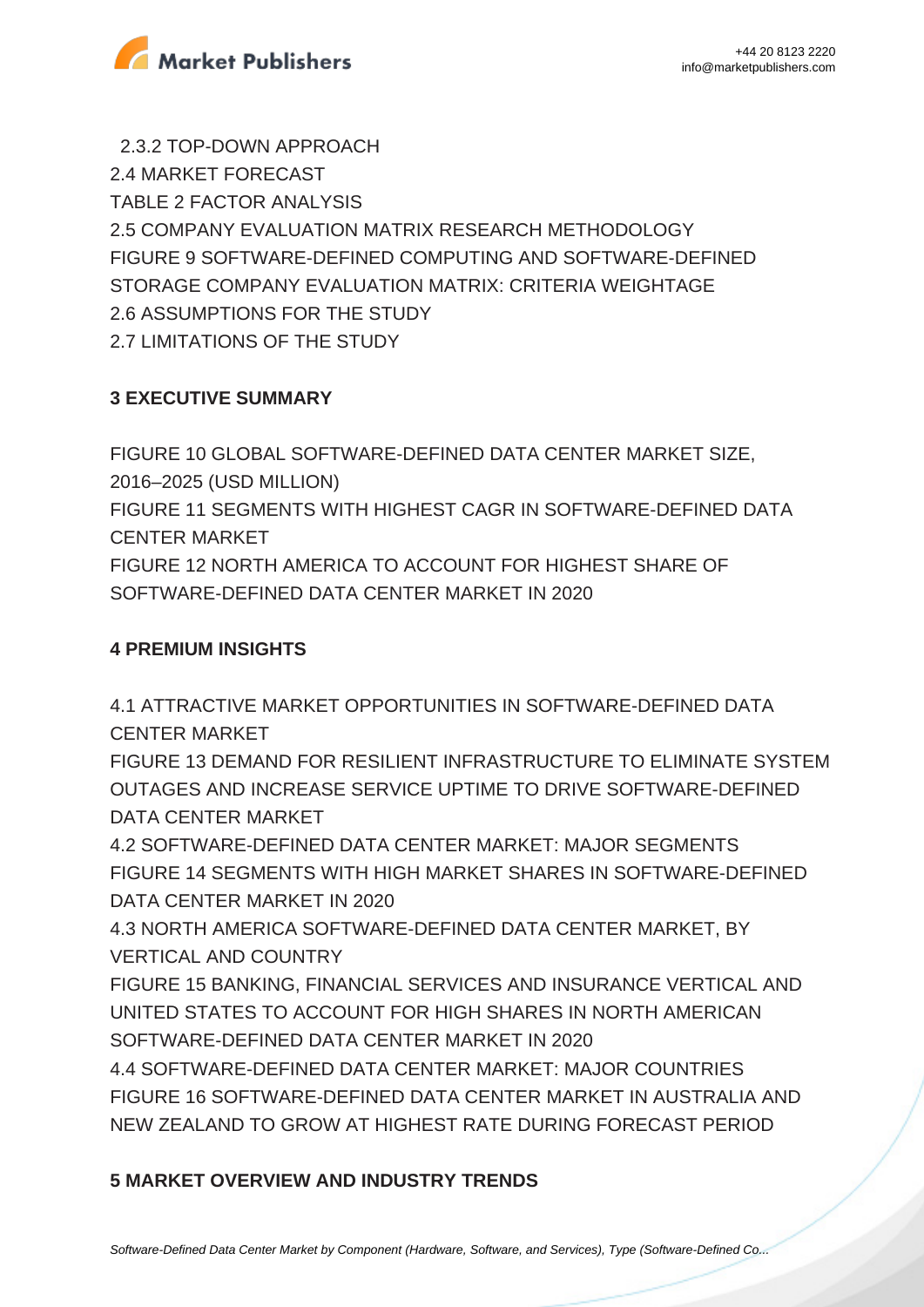2.3.2 TOP-DOWN APPROACH
2.4 MARKET FORECAST
TABLE 2 FACTOR ANALYSIS
2.5 COMPANY EVALUATION MATRIX RESEARCH METHODOLOGY
FIGURE 9 SOFTWARE-DEFINED COMPUTING AND SOFTWARE-DEFINED STORAGE COMPANY EVALUATION MATRIX: CRITERIA WEIGHTAGE
2.6 ASSUMPTIONS FOR THE STUDY
2.7 LIMITATIONS OF THE STUDY

**3 EXECUTIVE SUMMARY**

FIGURE 10 GLOBAL SOFTWARE-DEFINED DATA CENTER MARKET SIZE, 2016–2025 (USD MILLION)
FIGURE 11 SEGMENTS WITH HIGHEST CAGR IN SOFTWARE-DEFINED DATA CENTER MARKET
FIGURE 12 NORTH AMERICA TO ACCOUNT FOR HIGHEST SHARE OF SOFTWARE-DEFINED DATA CENTER MARKET IN 2020

**4 PREMIUM INSIGHTS**

4.1 ATTRACTIVE MARKET OPPORTUNITIES IN SOFTWARE-DEFINED DATA CENTER MARKET
FIGURE 13 DEMAND FOR RESILIENT INFRASTRUCTURE TO ELIMINATE SYSTEM OUTAGES AND INCREASE SERVICE UPTIME TO DRIVE SOFTWARE-DEFINED DATA CENTER MARKET
4.2 SOFTWARE-DEFINED DATA CENTER MARKET: MAJOR SEGMENTS
FIGURE 14 SEGMENTS WITH HIGH MARKET SHARES IN SOFTWARE-DEFINED DATA CENTER MARKET IN 2020
4.3 NORTH AMERICA SOFTWARE-DEFINED DATA CENTER MARKET, BY VERTICAL AND COUNTRY
FIGURE 15 BANKING, FINANCIAL SERVICES AND INSURANCE VERTICAL AND UNITED STATES TO ACCOUNT FOR HIGH SHARES IN NORTH AMERICAN SOFTWARE-DEFINED DATA CENTER MARKET IN 2020
4.4 SOFTWARE-DEFINED DATA CENTER MARKET: MAJOR COUNTRIES
FIGURE 16 SOFTWARE-DEFINED DATA CENTER MARKET IN AUSTRALIA AND NEW ZEALAND TO GROW AT HIGHEST RATE DURING FORECAST PERIOD

**5 MARKET OVERVIEW AND INDUSTRY TRENDS**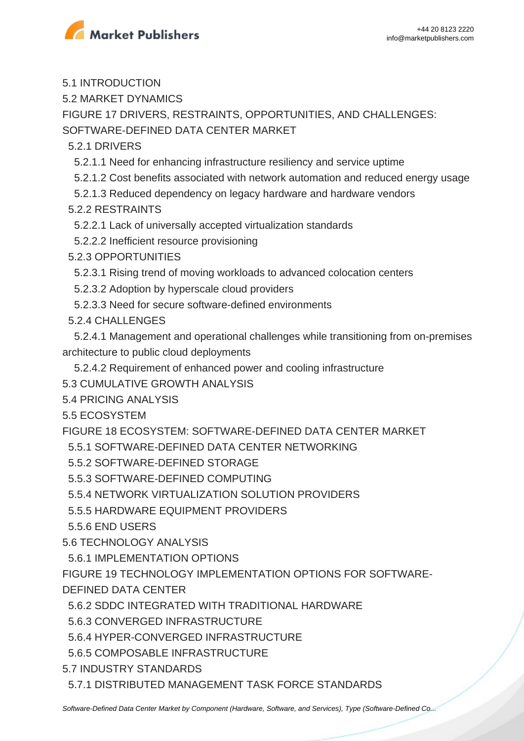5.1 INTRODUCTION

5.2 MARKET DYNAMICS

FIGURE 17 DRIVERS, RESTRAINTS, OPPORTUNITIES, AND CHALLENGES: SOFTWARE-DEFINED DATA CENTER MARKET

- 5.2.1 DRIVERS
  - 5.2.1.1 Need for enhancing infrastructure resiliency and service uptime
  - 5.2.1.2 Cost benefits associated with network automation and reduced energy usage
  - 5.2.1.3 Reduced dependency on legacy hardware and hardware vendors
- 5.2.2 RESTRAINTS
  - 5.2.2.1 Lack of universally accepted virtualization standards
  - 5.2.2.2 Inefficient resource provisioning
- 5.2.3 OPPORTUNITIES
  - 5.2.3.1 Rising trend of moving workloads to advanced colocation centers
  - 5.2.3.2 Adoption by hyperscale cloud providers
  - 5.2.3.3 Need for secure software-defined environments
- 5.2.4 CHALLENGES
  - 5.2.4.1 Management and operational challenges while transitioning from on-premises architecture to public cloud deployments
  - 5.2.4.2 Requirement of enhanced power and cooling infrastructure

5.3 CUMULATIVE GROWTH ANALYSIS

5.4 PRICING ANALYSIS

5.5 ECOSYSTEM

FIGURE 18 ECOSYSTEM: SOFTWARE-DEFINED DATA CENTER MARKET

- 5.5.1 SOFTWARE-DEFINED DATA CENTER NETWORKING
- 5.5.2 SOFTWARE-DEFINED STORAGE
- 5.5.3 SOFTWARE-DEFINED COMPUTING
- 5.5.4 NETWORK VIRTUALIZATION SOLUTION PROVIDERS
- 5.5.5 HARDWARE EQUIPMENT PROVIDERS
- 5.5.6 END USERS

5.6 TECHNOLOGY ANALYSIS

- 5.6.1 IMPLEMENTATION OPTIONS

FIGURE 19 TECHNOLOGY IMPLEMENTATION OPTIONS FOR SOFTWARE-DEFINED DATA CENTER

- 5.6.2 SDDC INTEGRATED WITH TRADITIONAL HARDWARE
- 5.6.3 CONVERGED INFRASTRUCTURE
- 5.6.4 HYPER-CONVERGED INFRASTRUCTURE
- 5.6.5 COMPOSABLE INFRASTRUCTURE

5.7 INDUSTRY STANDARDS

- 5.7.1 DISTRIBUTED MANAGEMENT TASK FORCE STANDARDS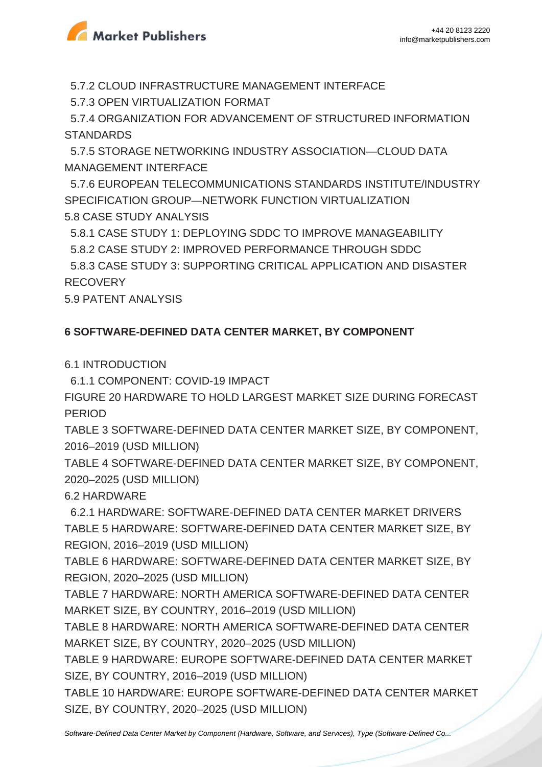5.7.2 CLOUD INFRASTRUCTURE MANAGEMENT INTERFACE

5.7.3 OPEN VIRTUALIZATION FORMAT

5.7.4 ORGANIZATION FOR ADVANCEMENT OF STRUCTURED INFORMATION STANDARDS

5.7.5 STORAGE NETWORKING INDUSTRY ASSOCIATION—CLOUD DATA MANAGEMENT INTERFACE

5.7.6 EUROPEAN TELECOMMUNICATIONS STANDARDS INSTITUTE/INDUSTRY SPECIFICATION GROUP—NETWORK FUNCTION VIRTUALIZATION

5.8 CASE STUDY ANALYSIS

5.8.1 CASE STUDY 1: DEPLOYING SDDC TO IMPROVE MANAGEABILITY

5.8.2 CASE STUDY 2: IMPROVED PERFORMANCE THROUGH SDDC

5.8.3 CASE STUDY 3: SUPPORTING CRITICAL APPLICATION AND DISASTER RECOVERY

5.9 PATENT ANALYSIS

**6 SOFTWARE-DEFINED DATA CENTER MARKET, BY COMPONENT**

6.1 INTRODUCTION

6.1.1 COMPONENT: COVID-19 IMPACT

FIGURE 20 HARDWARE TO HOLD LARGEST MARKET SIZE DURING FORECAST PERIOD

TABLE 3 SOFTWARE-DEFINED DATA CENTER MARKET SIZE, BY COMPONENT, 2016–2019 (USD MILLION)

TABLE 4 SOFTWARE-DEFINED DATA CENTER MARKET SIZE, BY COMPONENT, 2020–2025 (USD MILLION)

6.2 HARDWARE

6.2.1 HARDWARE: SOFTWARE-DEFINED DATA CENTER MARKET DRIVERS

TABLE 5 HARDWARE: SOFTWARE-DEFINED DATA CENTER MARKET SIZE, BY REGION, 2016–2019 (USD MILLION)

TABLE 6 HARDWARE: SOFTWARE-DEFINED DATA CENTER MARKET SIZE, BY REGION, 2020–2025 (USD MILLION)

TABLE 7 HARDWARE: NORTH AMERICA SOFTWARE-DEFINED DATA CENTER MARKET SIZE, BY COUNTRY, 2016–2019 (USD MILLION)

TABLE 8 HARDWARE: NORTH AMERICA SOFTWARE-DEFINED DATA CENTER MARKET SIZE, BY COUNTRY, 2020–2025 (USD MILLION)

TABLE 9 HARDWARE: EUROPE SOFTWARE-DEFINED DATA CENTER MARKET SIZE, BY COUNTRY, 2016–2019 (USD MILLION)

TABLE 10 HARDWARE: EUROPE SOFTWARE-DEFINED DATA CENTER MARKET SIZE, BY COUNTRY, 2020–2025 (USD MILLION)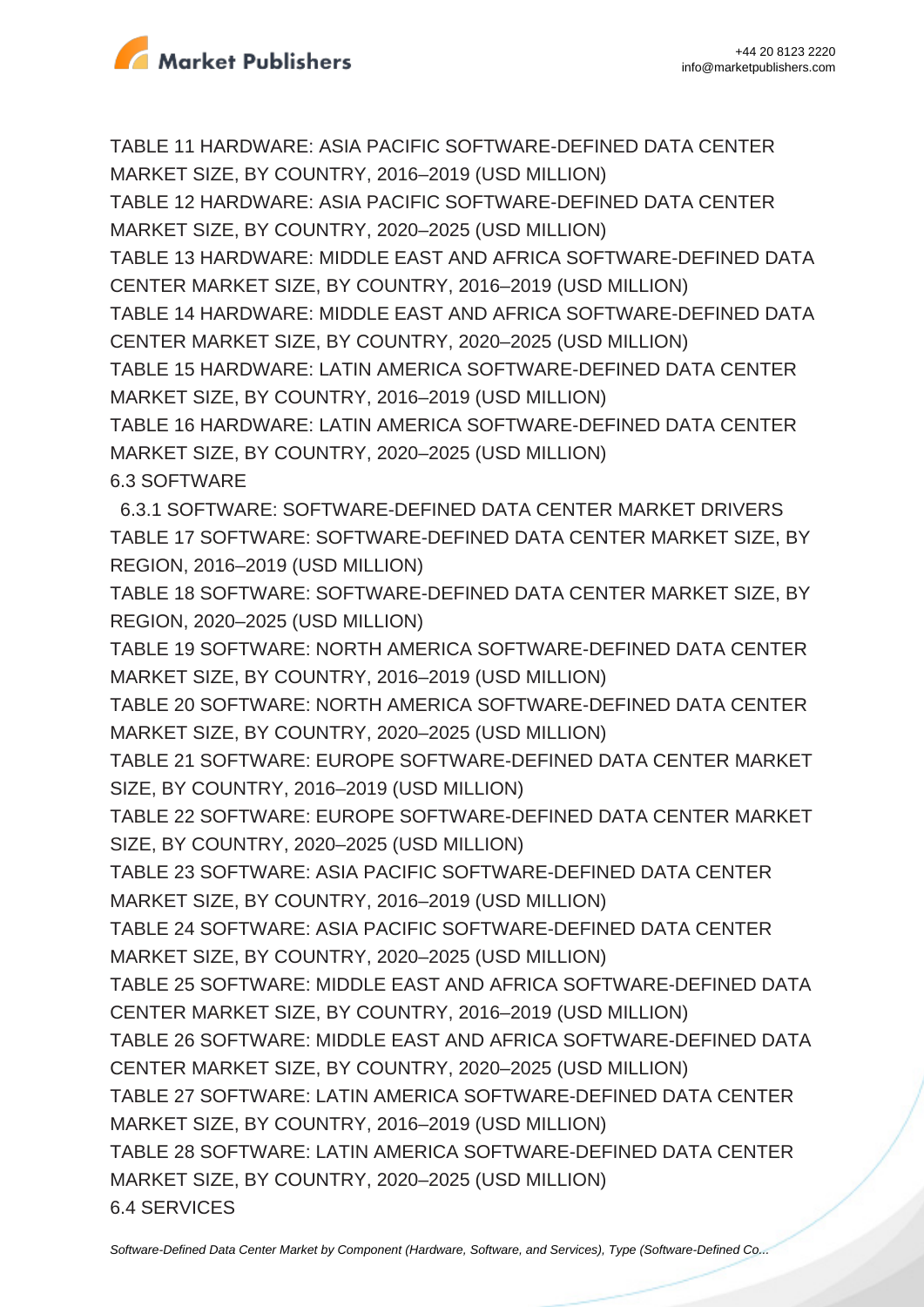TABLE 11 HARDWARE: ASIA PACIFIC SOFTWARE-DEFINED DATA CENTER MARKET SIZE, BY COUNTRY, 2016–2019 (USD MILLION)

TABLE 12 HARDWARE: ASIA PACIFIC SOFTWARE-DEFINED DATA CENTER MARKET SIZE, BY COUNTRY, 2020–2025 (USD MILLION)

TABLE 13 HARDWARE: MIDDLE EAST AND AFRICA SOFTWARE-DEFINED DATA CENTER MARKET SIZE, BY COUNTRY, 2016–2019 (USD MILLION)

TABLE 14 HARDWARE: MIDDLE EAST AND AFRICA SOFTWARE-DEFINED DATA CENTER MARKET SIZE, BY COUNTRY, 2020–2025 (USD MILLION)

TABLE 15 HARDWARE: LATIN AMERICA SOFTWARE-DEFINED DATA CENTER MARKET SIZE, BY COUNTRY, 2016–2019 (USD MILLION)

TABLE 16 HARDWARE: LATIN AMERICA SOFTWARE-DEFINED DATA CENTER MARKET SIZE, BY COUNTRY, 2020–2025 (USD MILLION)

6.3 SOFTWARE

6.3.1 SOFTWARE: SOFTWARE-DEFINED DATA CENTER MARKET DRIVERS

TABLE 17 SOFTWARE: SOFTWARE-DEFINED DATA CENTER MARKET SIZE, BY REGION, 2016–2019 (USD MILLION)

TABLE 18 SOFTWARE: SOFTWARE-DEFINED DATA CENTER MARKET SIZE, BY REGION, 2020–2025 (USD MILLION)

TABLE 19 SOFTWARE: NORTH AMERICA SOFTWARE-DEFINED DATA CENTER MARKET SIZE, BY COUNTRY, 2016–2019 (USD MILLION)

TABLE 20 SOFTWARE: NORTH AMERICA SOFTWARE-DEFINED DATA CENTER MARKET SIZE, BY COUNTRY, 2020–2025 (USD MILLION)

TABLE 21 SOFTWARE: EUROPE SOFTWARE-DEFINED DATA CENTER MARKET SIZE, BY COUNTRY, 2016–2019 (USD MILLION)

TABLE 22 SOFTWARE: EUROPE SOFTWARE-DEFINED DATA CENTER MARKET SIZE, BY COUNTRY, 2020–2025 (USD MILLION)

TABLE 23 SOFTWARE: ASIA PACIFIC SOFTWARE-DEFINED DATA CENTER MARKET SIZE, BY COUNTRY, 2016–2019 (USD MILLION)

TABLE 24 SOFTWARE: ASIA PACIFIC SOFTWARE-DEFINED DATA CENTER MARKET SIZE, BY COUNTRY, 2020–2025 (USD MILLION)

TABLE 25 SOFTWARE: MIDDLE EAST AND AFRICA SOFTWARE-DEFINED DATA CENTER MARKET SIZE, BY COUNTRY, 2016–2019 (USD MILLION)

TABLE 26 SOFTWARE: MIDDLE EAST AND AFRICA SOFTWARE-DEFINED DATA CENTER MARKET SIZE, BY COUNTRY, 2020–2025 (USD MILLION)

TABLE 27 SOFTWARE: LATIN AMERICA SOFTWARE-DEFINED DATA CENTER MARKET SIZE, BY COUNTRY, 2016–2019 (USD MILLION)

TABLE 28 SOFTWARE: LATIN AMERICA SOFTWARE-DEFINED DATA CENTER MARKET SIZE, BY COUNTRY, 2020–2025 (USD MILLION)

6.4 SERVICES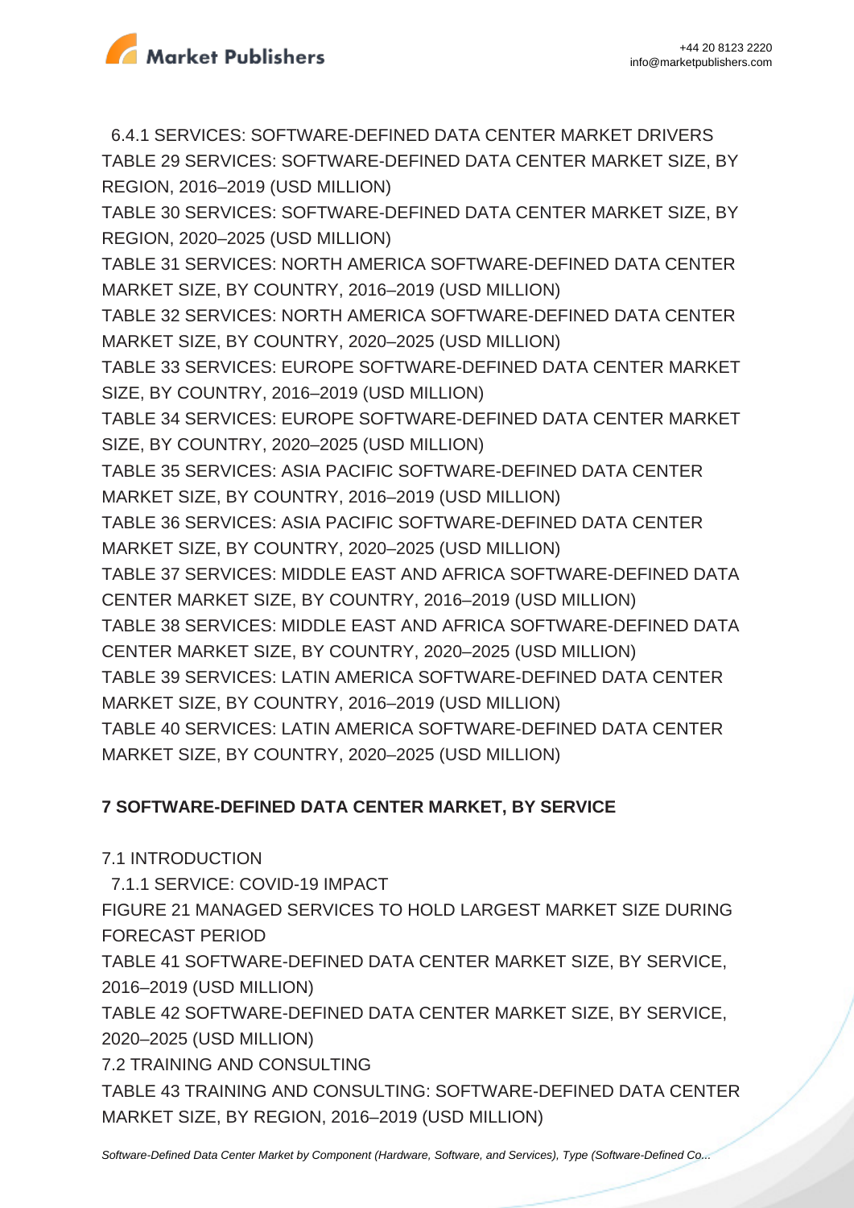6.4.1 SERVICES: SOFTWARE-DEFINED DATA CENTER MARKET DRIVERS

TABLE 29 SERVICES: SOFTWARE-DEFINED DATA CENTER MARKET SIZE, BY REGION, 2016–2019 (USD MILLION)

TABLE 30 SERVICES: SOFTWARE-DEFINED DATA CENTER MARKET SIZE, BY REGION, 2020–2025 (USD MILLION)

TABLE 31 SERVICES: NORTH AMERICA SOFTWARE-DEFINED DATA CENTER MARKET SIZE, BY COUNTRY, 2016–2019 (USD MILLION)

TABLE 32 SERVICES: NORTH AMERICA SOFTWARE-DEFINED DATA CENTER MARKET SIZE, BY COUNTRY, 2020–2025 (USD MILLION)

TABLE 33 SERVICES: EUROPE SOFTWARE-DEFINED DATA CENTER MARKET SIZE, BY COUNTRY, 2016–2019 (USD MILLION)

TABLE 34 SERVICES: EUROPE SOFTWARE-DEFINED DATA CENTER MARKET SIZE, BY COUNTRY, 2020–2025 (USD MILLION)

TABLE 35 SERVICES: ASIA PACIFIC SOFTWARE-DEFINED DATA CENTER MARKET SIZE, BY COUNTRY, 2016–2019 (USD MILLION)

TABLE 36 SERVICES: ASIA PACIFIC SOFTWARE-DEFINED DATA CENTER MARKET SIZE, BY COUNTRY, 2020–2025 (USD MILLION)

TABLE 37 SERVICES: MIDDLE EAST AND AFRICA SOFTWARE-DEFINED DATA CENTER MARKET SIZE, BY COUNTRY, 2016–2019 (USD MILLION)

TABLE 38 SERVICES: MIDDLE EAST AND AFRICA SOFTWARE-DEFINED DATA CENTER MARKET SIZE, BY COUNTRY, 2020–2025 (USD MILLION)

TABLE 39 SERVICES: LATIN AMERICA SOFTWARE-DEFINED DATA CENTER MARKET SIZE, BY COUNTRY, 2016–2019 (USD MILLION)

TABLE 40 SERVICES: LATIN AMERICA SOFTWARE-DEFINED DATA CENTER MARKET SIZE, BY COUNTRY, 2020–2025 (USD MILLION)

**7 SOFTWARE-DEFINED DATA CENTER MARKET, BY SERVICE**

7.1 INTRODUCTION

7.1.1 SERVICE: COVID-19 IMPACT

FIGURE 21 MANAGED SERVICES TO HOLD LARGEST MARKET SIZE DURING FORECAST PERIOD

TABLE 41 SOFTWARE-DEFINED DATA CENTER MARKET SIZE, BY SERVICE, 2016–2019 (USD MILLION)

TABLE 42 SOFTWARE-DEFINED DATA CENTER MARKET SIZE, BY SERVICE, 2020–2025 (USD MILLION)

7.2 TRAINING AND CONSULTING

TABLE 43 TRAINING AND CONSULTING: SOFTWARE-DEFINED DATA CENTER MARKET SIZE, BY REGION, 2016–2019 (USD MILLION)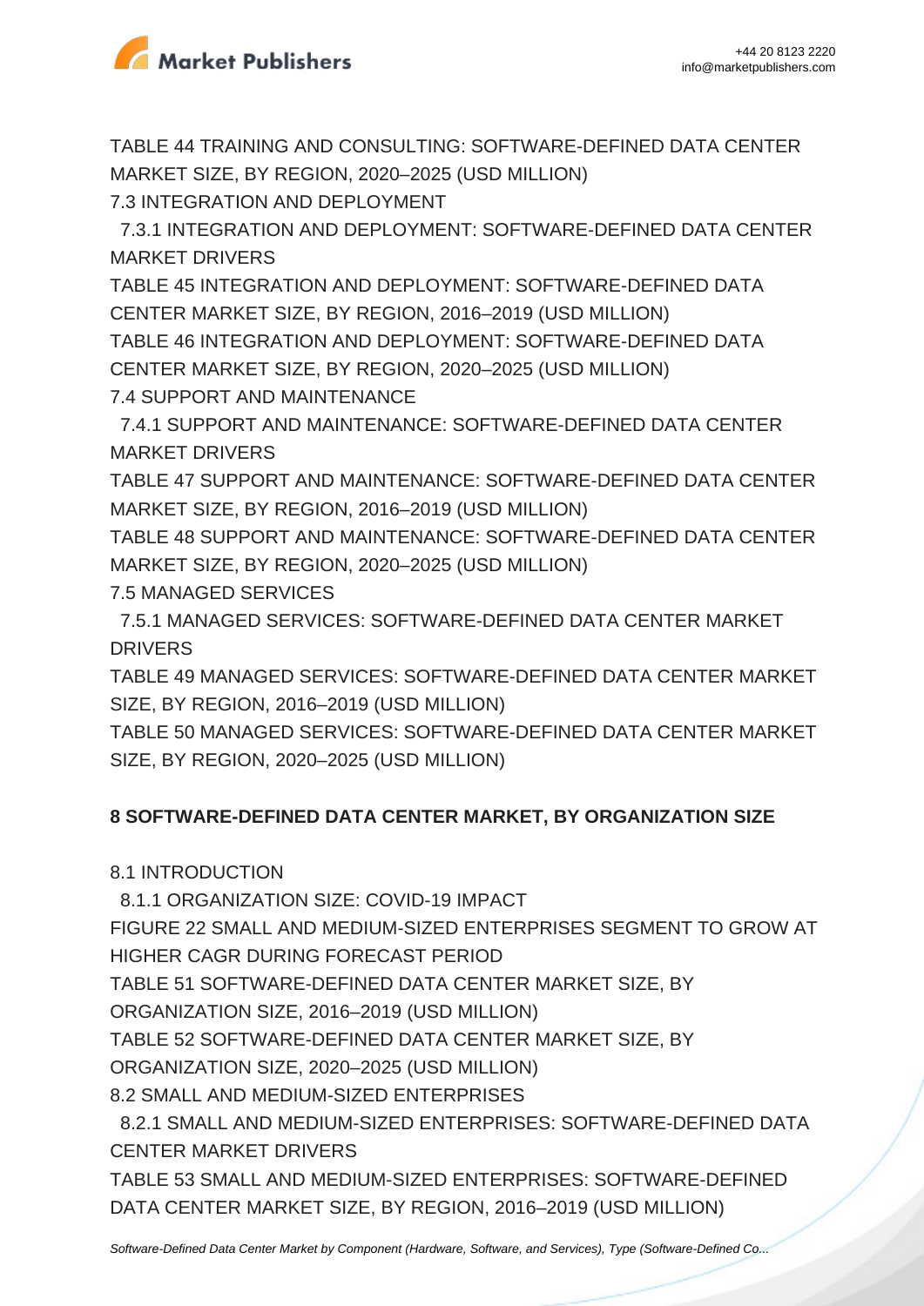TABLE 44 TRAINING AND CONSULTING: SOFTWARE-DEFINED DATA CENTER MARKET SIZE, BY REGION, 2020–2025 (USD MILLION)

7.3 INTEGRATION AND DEPLOYMENT

7.3.1 INTEGRATION AND DEPLOYMENT: SOFTWARE-DEFINED DATA CENTER MARKET DRIVERS

TABLE 45 INTEGRATION AND DEPLOYMENT: SOFTWARE-DEFINED DATA CENTER MARKET SIZE, BY REGION, 2016–2019 (USD MILLION)

TABLE 46 INTEGRATION AND DEPLOYMENT: SOFTWARE-DEFINED DATA CENTER MARKET SIZE, BY REGION, 2020–2025 (USD MILLION)

7.4 SUPPORT AND MAINTENANCE

7.4.1 SUPPORT AND MAINTENANCE: SOFTWARE-DEFINED DATA CENTER MARKET DRIVERS

TABLE 47 SUPPORT AND MAINTENANCE: SOFTWARE-DEFINED DATA CENTER MARKET SIZE, BY REGION, 2016–2019 (USD MILLION)

TABLE 48 SUPPORT AND MAINTENANCE: SOFTWARE-DEFINED DATA CENTER MARKET SIZE, BY REGION, 2020–2025 (USD MILLION)

7.5 MANAGED SERVICES

7.5.1 MANAGED SERVICES: SOFTWARE-DEFINED DATA CENTER MARKET DRIVERS

TABLE 49 MANAGED SERVICES: SOFTWARE-DEFINED DATA CENTER MARKET SIZE, BY REGION, 2016–2019 (USD MILLION)

TABLE 50 MANAGED SERVICES: SOFTWARE-DEFINED DATA CENTER MARKET SIZE, BY REGION, 2020–2025 (USD MILLION)

**8 SOFTWARE-DEFINED DATA CENTER MARKET, BY ORGANIZATION SIZE**

8.1 INTRODUCTION

8.1.1 ORGANIZATION SIZE: COVID-19 IMPACT

FIGURE 22 SMALL AND MEDIUM-SIZED ENTERPRISES SEGMENT TO GROW AT HIGHER CAGR DURING FORECAST PERIOD

TABLE 51 SOFTWARE-DEFINED DATA CENTER MARKET SIZE, BY ORGANIZATION SIZE, 2016–2019 (USD MILLION)

TABLE 52 SOFTWARE-DEFINED DATA CENTER MARKET SIZE, BY ORGANIZATION SIZE, 2020–2025 (USD MILLION)

8.2 SMALL AND MEDIUM-SIZED ENTERPRISES

8.2.1 SMALL AND MEDIUM-SIZED ENTERPRISES: SOFTWARE-DEFINED DATA CENTER MARKET DRIVERS

TABLE 53 SMALL AND MEDIUM-SIZED ENTERPRISES: SOFTWARE-DEFINED DATA CENTER MARKET SIZE, BY REGION, 2016–2019 (USD MILLION)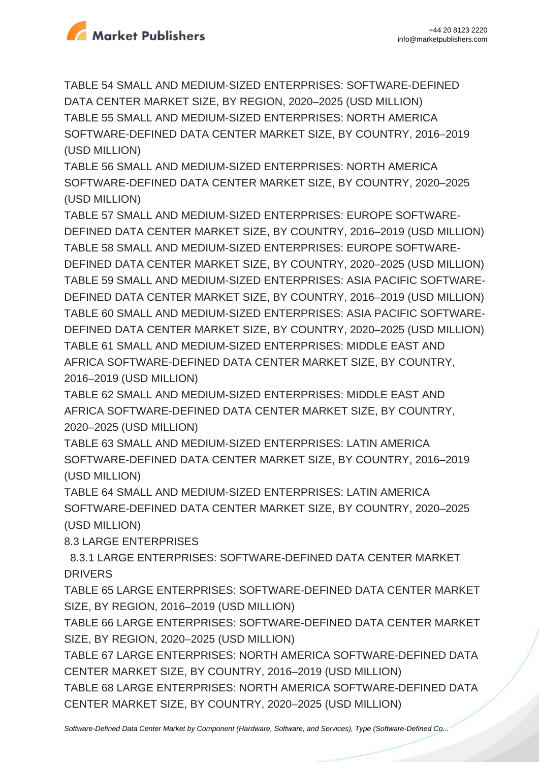TABLE 54 SMALL AND MEDIUM-SIZED ENTERPRISES: SOFTWARE-DEFINED DATA CENTER MARKET SIZE, BY REGION, 2020–2025 (USD MILLION)
TABLE 55 SMALL AND MEDIUM-SIZED ENTERPRISES: NORTH AMERICA SOFTWARE-DEFINED DATA CENTER MARKET SIZE, BY COUNTRY, 2016–2019 (USD MILLION)
TABLE 56 SMALL AND MEDIUM-SIZED ENTERPRISES: NORTH AMERICA SOFTWARE-DEFINED DATA CENTER MARKET SIZE, BY COUNTRY, 2020–2025 (USD MILLION)
TABLE 57 SMALL AND MEDIUM-SIZED ENTERPRISES: EUROPE SOFTWARE-DEFINED DATA CENTER MARKET SIZE, BY COUNTRY, 2016–2019 (USD MILLION)
TABLE 58 SMALL AND MEDIUM-SIZED ENTERPRISES: EUROPE SOFTWARE-DEFINED DATA CENTER MARKET SIZE, BY COUNTRY, 2020–2025 (USD MILLION)
TABLE 59 SMALL AND MEDIUM-SIZED ENTERPRISES: ASIA PACIFIC SOFTWARE-DEFINED DATA CENTER MARKET SIZE, BY COUNTRY, 2016–2019 (USD MILLION)
TABLE 60 SMALL AND MEDIUM-SIZED ENTERPRISES: ASIA PACIFIC SOFTWARE-DEFINED DATA CENTER MARKET SIZE, BY COUNTRY, 2020–2025 (USD MILLION)
TABLE 61 SMALL AND MEDIUM-SIZED ENTERPRISES: MIDDLE EAST AND AFRICA SOFTWARE-DEFINED DATA CENTER MARKET SIZE, BY COUNTRY, 2016–2019 (USD MILLION)
TABLE 62 SMALL AND MEDIUM-SIZED ENTERPRISES: MIDDLE EAST AND AFRICA SOFTWARE-DEFINED DATA CENTER MARKET SIZE, BY COUNTRY, 2020–2025 (USD MILLION)
TABLE 63 SMALL AND MEDIUM-SIZED ENTERPRISES: LATIN AMERICA SOFTWARE-DEFINED DATA CENTER MARKET SIZE, BY COUNTRY, 2016–2019 (USD MILLION)
TABLE 64 SMALL AND MEDIUM-SIZED ENTERPRISES: LATIN AMERICA SOFTWARE-DEFINED DATA CENTER MARKET SIZE, BY COUNTRY, 2020–2025 (USD MILLION)
8.3 LARGE ENTERPRISES
  8.3.1 LARGE ENTERPRISES: SOFTWARE-DEFINED DATA CENTER MARKET DRIVERS
TABLE 65 LARGE ENTERPRISES: SOFTWARE-DEFINED DATA CENTER MARKET SIZE, BY REGION, 2016–2019 (USD MILLION)
TABLE 66 LARGE ENTERPRISES: SOFTWARE-DEFINED DATA CENTER MARKET SIZE, BY REGION, 2020–2025 (USD MILLION)
TABLE 67 LARGE ENTERPRISES: NORTH AMERICA SOFTWARE-DEFINED DATA CENTER MARKET SIZE, BY COUNTRY, 2016–2019 (USD MILLION)
TABLE 68 LARGE ENTERPRISES: NORTH AMERICA SOFTWARE-DEFINED DATA CENTER MARKET SIZE, BY COUNTRY, 2020–2025 (USD MILLION)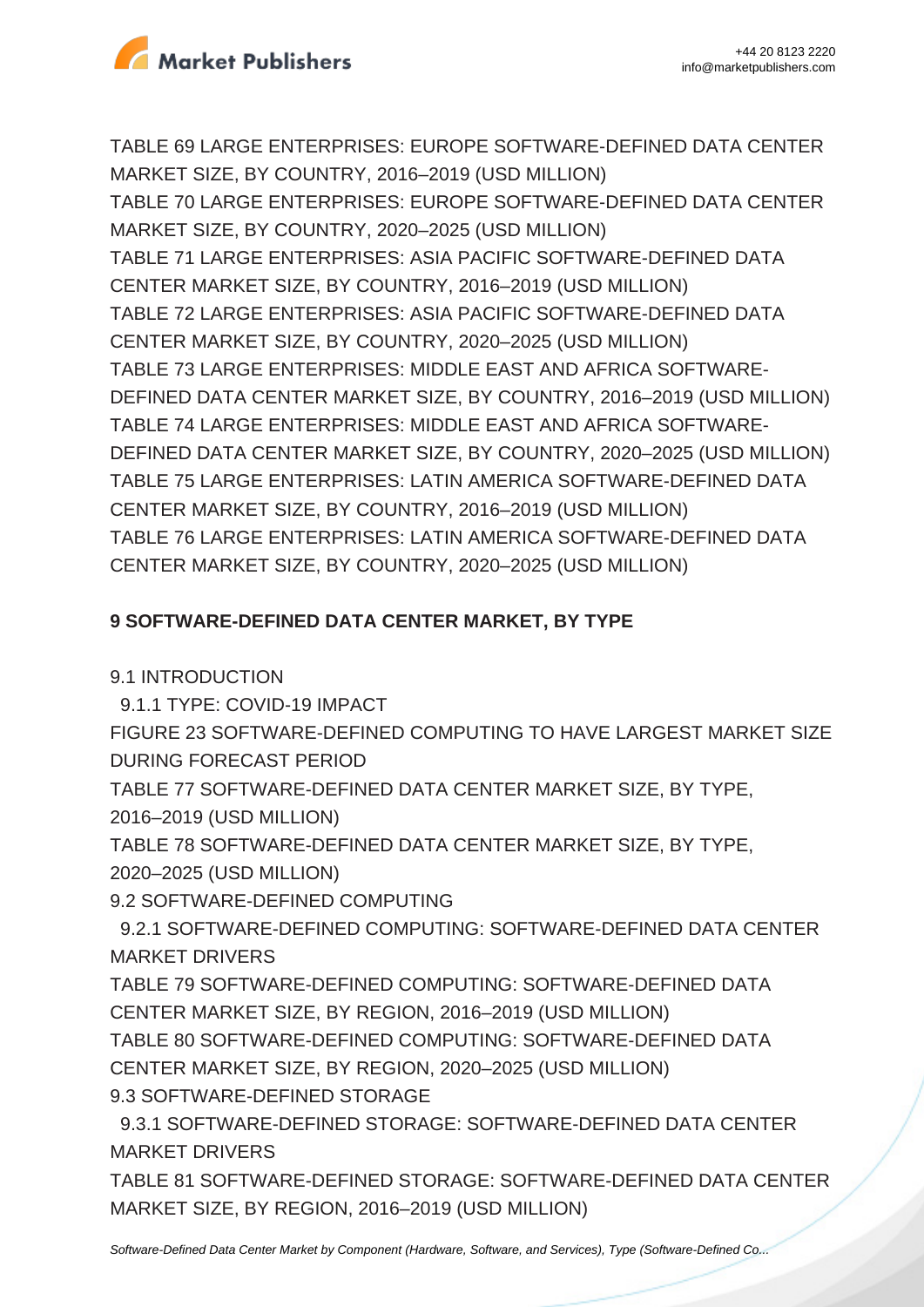TABLE 69 LARGE ENTERPRISES: EUROPE SOFTWARE-DEFINED DATA CENTER MARKET SIZE, BY COUNTRY, 2016–2019 (USD MILLION)
TABLE 70 LARGE ENTERPRISES: EUROPE SOFTWARE-DEFINED DATA CENTER MARKET SIZE, BY COUNTRY, 2020–2025 (USD MILLION)
TABLE 71 LARGE ENTERPRISES: ASIA PACIFIC SOFTWARE-DEFINED DATA CENTER MARKET SIZE, BY COUNTRY, 2016–2019 (USD MILLION)
TABLE 72 LARGE ENTERPRISES: ASIA PACIFIC SOFTWARE-DEFINED DATA CENTER MARKET SIZE, BY COUNTRY, 2020–2025 (USD MILLION)
TABLE 73 LARGE ENTERPRISES: MIDDLE EAST AND AFRICA SOFTWARE-DEFINED DATA CENTER MARKET SIZE, BY COUNTRY, 2016–2019 (USD MILLION)
TABLE 74 LARGE ENTERPRISES: MIDDLE EAST AND AFRICA SOFTWARE-DEFINED DATA CENTER MARKET SIZE, BY COUNTRY, 2020–2025 (USD MILLION)
TABLE 75 LARGE ENTERPRISES: LATIN AMERICA SOFTWARE-DEFINED DATA CENTER MARKET SIZE, BY COUNTRY, 2016–2019 (USD MILLION)
TABLE 76 LARGE ENTERPRISES: LATIN AMERICA SOFTWARE-DEFINED DATA CENTER MARKET SIZE, BY COUNTRY, 2020–2025 (USD MILLION)

**9 SOFTWARE-DEFINED DATA CENTER MARKET, BY TYPE**

9.1 INTRODUCTION
  9.1.1 TYPE: COVID-19 IMPACT
FIGURE 23 SOFTWARE-DEFINED COMPUTING TO HAVE LARGEST MARKET SIZE DURING FORECAST PERIOD
TABLE 77 SOFTWARE-DEFINED DATA CENTER MARKET SIZE, BY TYPE, 2016–2019 (USD MILLION)
TABLE 78 SOFTWARE-DEFINED DATA CENTER MARKET SIZE, BY TYPE, 2020–2025 (USD MILLION)
9.2 SOFTWARE-DEFINED COMPUTING
  9.2.1 SOFTWARE-DEFINED COMPUTING: SOFTWARE-DEFINED DATA CENTER MARKET DRIVERS
TABLE 79 SOFTWARE-DEFINED COMPUTING: SOFTWARE-DEFINED DATA CENTER MARKET SIZE, BY REGION, 2016–2019 (USD MILLION)
TABLE 80 SOFTWARE-DEFINED COMPUTING: SOFTWARE-DEFINED DATA CENTER MARKET SIZE, BY REGION, 2020–2025 (USD MILLION)
9.3 SOFTWARE-DEFINED STORAGE
  9.3.1 SOFTWARE-DEFINED STORAGE: SOFTWARE-DEFINED DATA CENTER MARKET DRIVERS
TABLE 81 SOFTWARE-DEFINED STORAGE: SOFTWARE-DEFINED DATA CENTER MARKET SIZE, BY REGION, 2016–2019 (USD MILLION)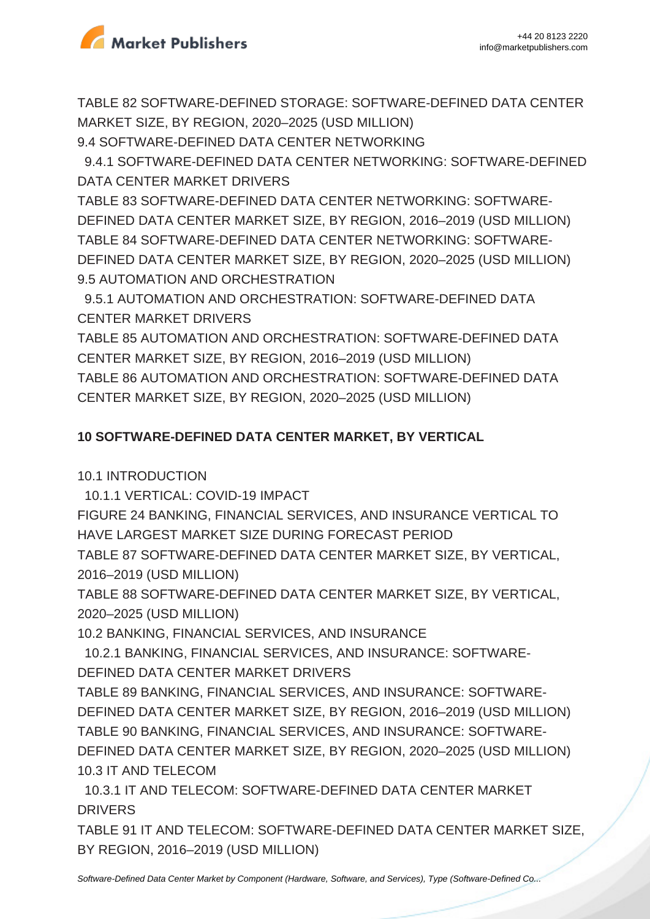TABLE 82 SOFTWARE-DEFINED STORAGE: SOFTWARE-DEFINED DATA CENTER MARKET SIZE, BY REGION, 2020–2025 (USD MILLION)

9.4 SOFTWARE-DEFINED DATA CENTER NETWORKING

9.4.1 SOFTWARE-DEFINED DATA CENTER NETWORKING: SOFTWARE-DEFINED DATA CENTER MARKET DRIVERS

TABLE 83 SOFTWARE-DEFINED DATA CENTER NETWORKING: SOFTWARE-DEFINED DATA CENTER MARKET SIZE, BY REGION, 2016–2019 (USD MILLION)

TABLE 84 SOFTWARE-DEFINED DATA CENTER NETWORKING: SOFTWARE-DEFINED DATA CENTER MARKET SIZE, BY REGION, 2020–2025 (USD MILLION)

9.5 AUTOMATION AND ORCHESTRATION

9.5.1 AUTOMATION AND ORCHESTRATION: SOFTWARE-DEFINED DATA CENTER MARKET DRIVERS

TABLE 85 AUTOMATION AND ORCHESTRATION: SOFTWARE-DEFINED DATA CENTER MARKET SIZE, BY REGION, 2016–2019 (USD MILLION)

TABLE 86 AUTOMATION AND ORCHESTRATION: SOFTWARE-DEFINED DATA CENTER MARKET SIZE, BY REGION, 2020–2025 (USD MILLION)

## 10 SOFTWARE-DEFINED DATA CENTER MARKET, BY VERTICAL

10.1 INTRODUCTION

10.1.1 VERTICAL: COVID-19 IMPACT

FIGURE 24 BANKING, FINANCIAL SERVICES, AND INSURANCE VERTICAL TO HAVE LARGEST MARKET SIZE DURING FORECAST PERIOD

TABLE 87 SOFTWARE-DEFINED DATA CENTER MARKET SIZE, BY VERTICAL, 2016–2019 (USD MILLION)

TABLE 88 SOFTWARE-DEFINED DATA CENTER MARKET SIZE, BY VERTICAL, 2020–2025 (USD MILLION)

10.2 BANKING, FINANCIAL SERVICES, AND INSURANCE

10.2.1 BANKING, FINANCIAL SERVICES, AND INSURANCE: SOFTWARE-DEFINED DATA CENTER MARKET DRIVERS

TABLE 89 BANKING, FINANCIAL SERVICES, AND INSURANCE: SOFTWARE-DEFINED DATA CENTER MARKET SIZE, BY REGION, 2016–2019 (USD MILLION)

TABLE 90 BANKING, FINANCIAL SERVICES, AND INSURANCE: SOFTWARE-DEFINED DATA CENTER MARKET SIZE, BY REGION, 2020–2025 (USD MILLION)

10.3 IT AND TELECOM

10.3.1 IT AND TELECOM: SOFTWARE-DEFINED DATA CENTER MARKET DRIVERS

TABLE 91 IT AND TELECOM: SOFTWARE-DEFINED DATA CENTER MARKET SIZE, BY REGION, 2016–2019 (USD MILLION)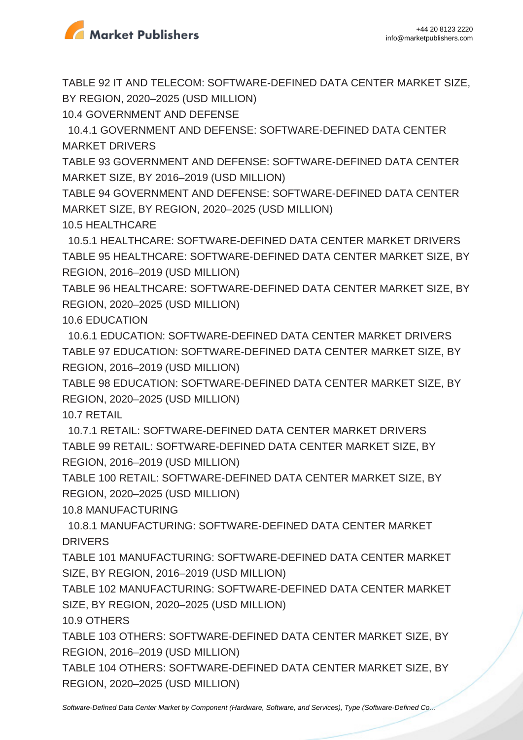TABLE 92 IT AND TELECOM: SOFTWARE-DEFINED DATA CENTER MARKET SIZE, BY REGION, 2020–2025 (USD MILLION)

10.4 GOVERNMENT AND DEFENSE

10.4.1 GOVERNMENT AND DEFENSE: SOFTWARE-DEFINED DATA CENTER MARKET DRIVERS

TABLE 93 GOVERNMENT AND DEFENSE: SOFTWARE-DEFINED DATA CENTER MARKET SIZE, BY 2016–2019 (USD MILLION)

TABLE 94 GOVERNMENT AND DEFENSE: SOFTWARE-DEFINED DATA CENTER MARKET SIZE, BY REGION, 2020–2025 (USD MILLION)

10.5 HEALTHCARE

10.5.1 HEALTHCARE: SOFTWARE-DEFINED DATA CENTER MARKET DRIVERS

TABLE 95 HEALTHCARE: SOFTWARE-DEFINED DATA CENTER MARKET SIZE, BY REGION, 2016–2019 (USD MILLION)

TABLE 96 HEALTHCARE: SOFTWARE-DEFINED DATA CENTER MARKET SIZE, BY REGION, 2020–2025 (USD MILLION)

10.6 EDUCATION

10.6.1 EDUCATION: SOFTWARE-DEFINED DATA CENTER MARKET DRIVERS

TABLE 97 EDUCATION: SOFTWARE-DEFINED DATA CENTER MARKET SIZE, BY REGION, 2016–2019 (USD MILLION)

TABLE 98 EDUCATION: SOFTWARE-DEFINED DATA CENTER MARKET SIZE, BY REGION, 2020–2025 (USD MILLION)

10.7 RETAIL

10.7.1 RETAIL: SOFTWARE-DEFINED DATA CENTER MARKET DRIVERS

TABLE 99 RETAIL: SOFTWARE-DEFINED DATA CENTER MARKET SIZE, BY REGION, 2016–2019 (USD MILLION)

TABLE 100 RETAIL: SOFTWARE-DEFINED DATA CENTER MARKET SIZE, BY REGION, 2020–2025 (USD MILLION)

10.8 MANUFACTURING

10.8.1 MANUFACTURING: SOFTWARE-DEFINED DATA CENTER MARKET DRIVERS

TABLE 101 MANUFACTURING: SOFTWARE-DEFINED DATA CENTER MARKET SIZE, BY REGION, 2016–2019 (USD MILLION)

TABLE 102 MANUFACTURING: SOFTWARE-DEFINED DATA CENTER MARKET SIZE, BY REGION, 2020–2025 (USD MILLION)

10.9 OTHERS

TABLE 103 OTHERS: SOFTWARE-DEFINED DATA CENTER MARKET SIZE, BY REGION, 2016–2019 (USD MILLION)

TABLE 104 OTHERS: SOFTWARE-DEFINED DATA CENTER MARKET SIZE, BY REGION, 2020–2025 (USD MILLION)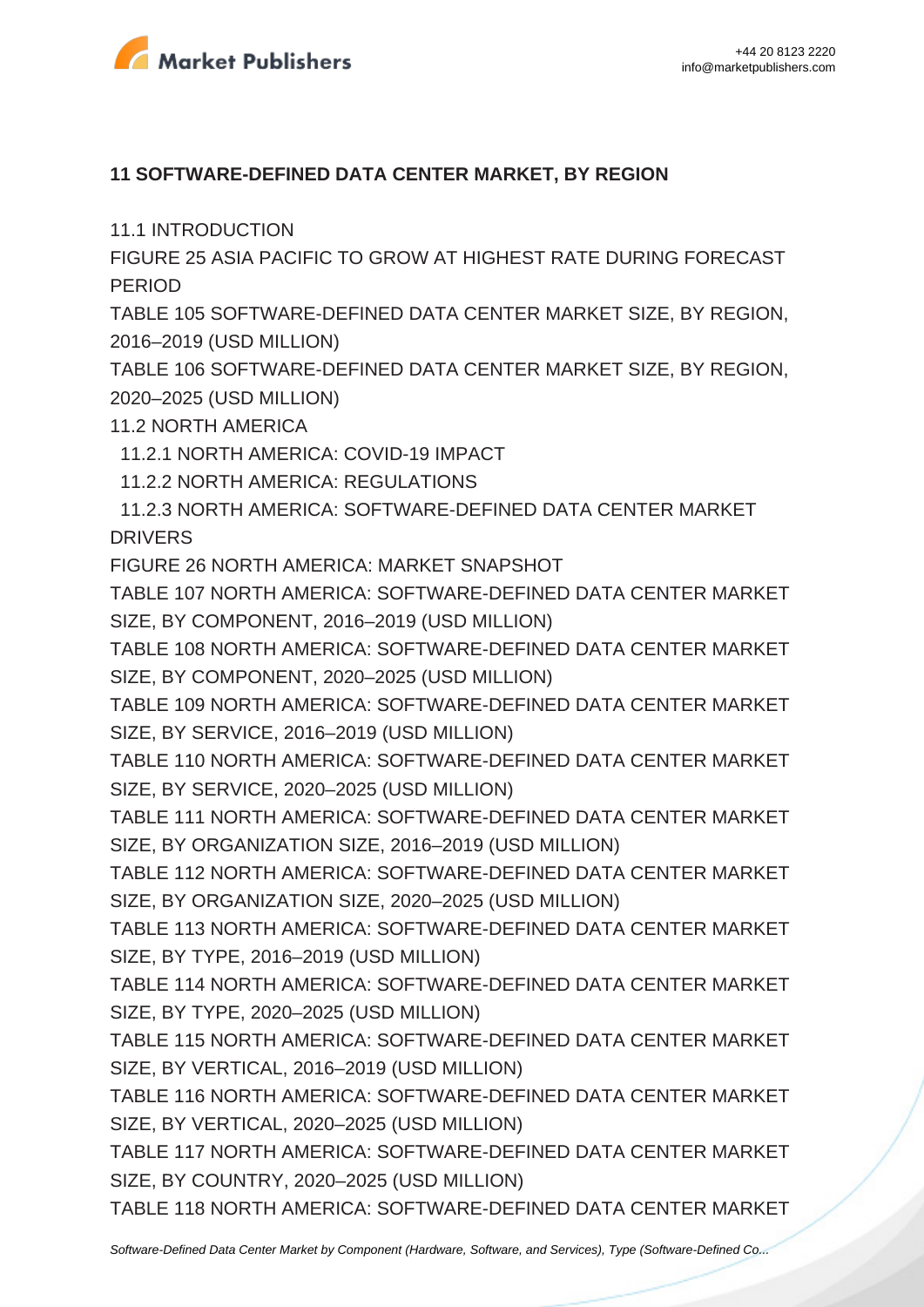**11 SOFTWARE-DEFINED DATA CENTER MARKET, BY REGION**

11.1 INTRODUCTION

FIGURE 25 ASIA PACIFIC TO GROW AT HIGHEST RATE DURING FORECAST PERIOD

TABLE 105 SOFTWARE-DEFINED DATA CENTER MARKET SIZE, BY REGION, 2016–2019 (USD MILLION)

TABLE 106 SOFTWARE-DEFINED DATA CENTER MARKET SIZE, BY REGION, 2020–2025 (USD MILLION)

11.2 NORTH AMERICA

  11.2.1 NORTH AMERICA: COVID-19 IMPACT

  11.2.2 NORTH AMERICA: REGULATIONS

  11.2.3 NORTH AMERICA: SOFTWARE-DEFINED DATA CENTER MARKET DRIVERS

FIGURE 26 NORTH AMERICA: MARKET SNAPSHOT

TABLE 107 NORTH AMERICA: SOFTWARE-DEFINED DATA CENTER MARKET SIZE, BY COMPONENT, 2016–2019 (USD MILLION)

TABLE 108 NORTH AMERICA: SOFTWARE-DEFINED DATA CENTER MARKET SIZE, BY COMPONENT, 2020–2025 (USD MILLION)

TABLE 109 NORTH AMERICA: SOFTWARE-DEFINED DATA CENTER MARKET SIZE, BY SERVICE, 2016–2019 (USD MILLION)

TABLE 110 NORTH AMERICA: SOFTWARE-DEFINED DATA CENTER MARKET SIZE, BY SERVICE, 2020–2025 (USD MILLION)

TABLE 111 NORTH AMERICA: SOFTWARE-DEFINED DATA CENTER MARKET SIZE, BY ORGANIZATION SIZE, 2016–2019 (USD MILLION)

TABLE 112 NORTH AMERICA: SOFTWARE-DEFINED DATA CENTER MARKET SIZE, BY ORGANIZATION SIZE, 2020–2025 (USD MILLION)

TABLE 113 NORTH AMERICA: SOFTWARE-DEFINED DATA CENTER MARKET SIZE, BY TYPE, 2016–2019 (USD MILLION)

TABLE 114 NORTH AMERICA: SOFTWARE-DEFINED DATA CENTER MARKET SIZE, BY TYPE, 2020–2025 (USD MILLION)

TABLE 115 NORTH AMERICA: SOFTWARE-DEFINED DATA CENTER MARKET SIZE, BY VERTICAL, 2016–2019 (USD MILLION)

TABLE 116 NORTH AMERICA: SOFTWARE-DEFINED DATA CENTER MARKET SIZE, BY VERTICAL, 2020–2025 (USD MILLION)

TABLE 117 NORTH AMERICA: SOFTWARE-DEFINED DATA CENTER MARKET SIZE, BY COUNTRY, 2020–2025 (USD MILLION)

TABLE 118 NORTH AMERICA: SOFTWARE-DEFINED DATA CENTER MARKET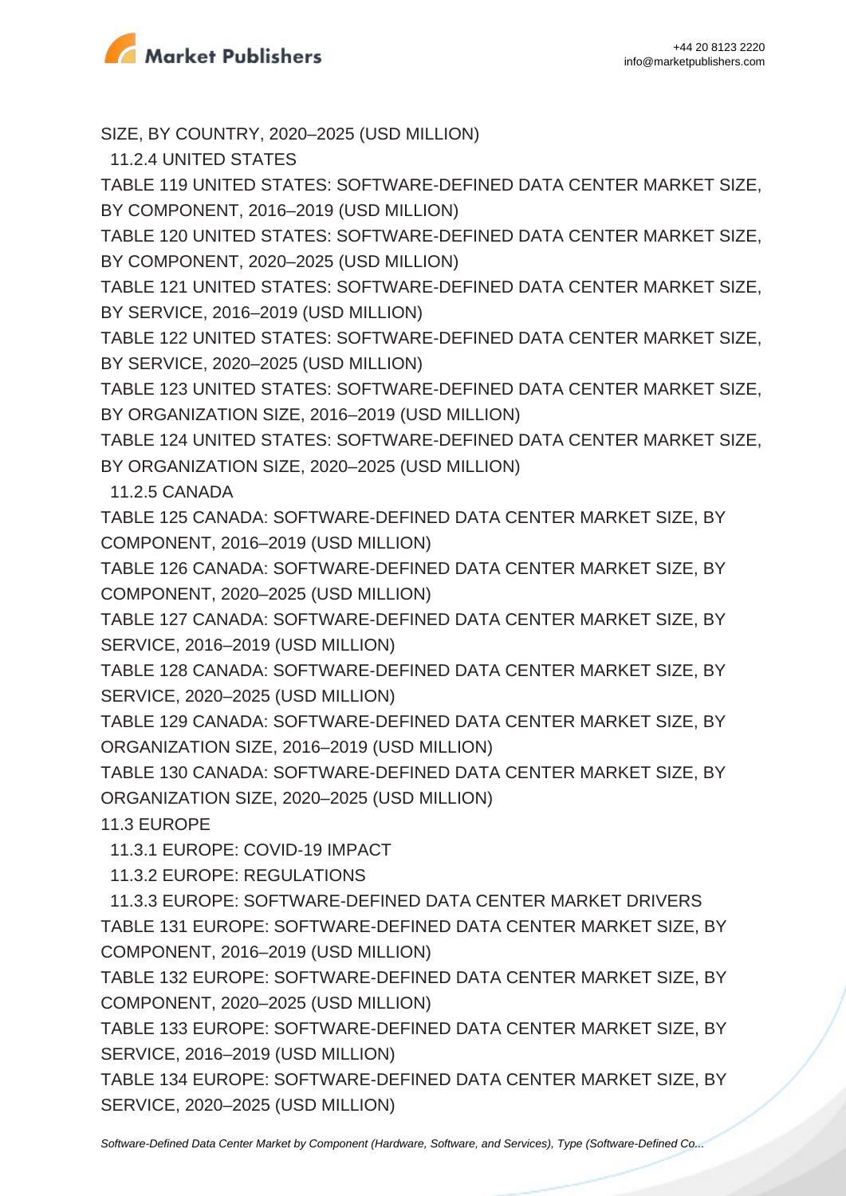SIZE, BY COUNTRY, 2020–2025 (USD MILLION)

11.2.4 UNITED STATES

TABLE 119 UNITED STATES: SOFTWARE-DEFINED DATA CENTER MARKET SIZE, BY COMPONENT, 2016–2019 (USD MILLION)

TABLE 120 UNITED STATES: SOFTWARE-DEFINED DATA CENTER MARKET SIZE, BY COMPONENT, 2020–2025 (USD MILLION)

TABLE 121 UNITED STATES: SOFTWARE-DEFINED DATA CENTER MARKET SIZE, BY SERVICE, 2016–2019 (USD MILLION)

TABLE 122 UNITED STATES: SOFTWARE-DEFINED DATA CENTER MARKET SIZE, BY SERVICE, 2020–2025 (USD MILLION)

TABLE 123 UNITED STATES: SOFTWARE-DEFINED DATA CENTER MARKET SIZE, BY ORGANIZATION SIZE, 2016–2019 (USD MILLION)

TABLE 124 UNITED STATES: SOFTWARE-DEFINED DATA CENTER MARKET SIZE, BY ORGANIZATION SIZE, 2020–2025 (USD MILLION)

11.2.5 CANADA

TABLE 125 CANADA: SOFTWARE-DEFINED DATA CENTER MARKET SIZE, BY COMPONENT, 2016–2019 (USD MILLION)

TABLE 126 CANADA: SOFTWARE-DEFINED DATA CENTER MARKET SIZE, BY COMPONENT, 2020–2025 (USD MILLION)

TABLE 127 CANADA: SOFTWARE-DEFINED DATA CENTER MARKET SIZE, BY SERVICE, 2016–2019 (USD MILLION)

TABLE 128 CANADA: SOFTWARE-DEFINED DATA CENTER MARKET SIZE, BY SERVICE, 2020–2025 (USD MILLION)

TABLE 129 CANADA: SOFTWARE-DEFINED DATA CENTER MARKET SIZE, BY ORGANIZATION SIZE, 2016–2019 (USD MILLION)

TABLE 130 CANADA: SOFTWARE-DEFINED DATA CENTER MARKET SIZE, BY ORGANIZATION SIZE, 2020–2025 (USD MILLION)

11.3 EUROPE

11.3.1 EUROPE: COVID-19 IMPACT

11.3.2 EUROPE: REGULATIONS

11.3.3 EUROPE: SOFTWARE-DEFINED DATA CENTER MARKET DRIVERS

TABLE 131 EUROPE: SOFTWARE-DEFINED DATA CENTER MARKET SIZE, BY COMPONENT, 2016–2019 (USD MILLION)

TABLE 132 EUROPE: SOFTWARE-DEFINED DATA CENTER MARKET SIZE, BY COMPONENT, 2020–2025 (USD MILLION)

TABLE 133 EUROPE: SOFTWARE-DEFINED DATA CENTER MARKET SIZE, BY SERVICE, 2016–2019 (USD MILLION)

TABLE 134 EUROPE: SOFTWARE-DEFINED DATA CENTER MARKET SIZE, BY SERVICE, 2020–2025 (USD MILLION)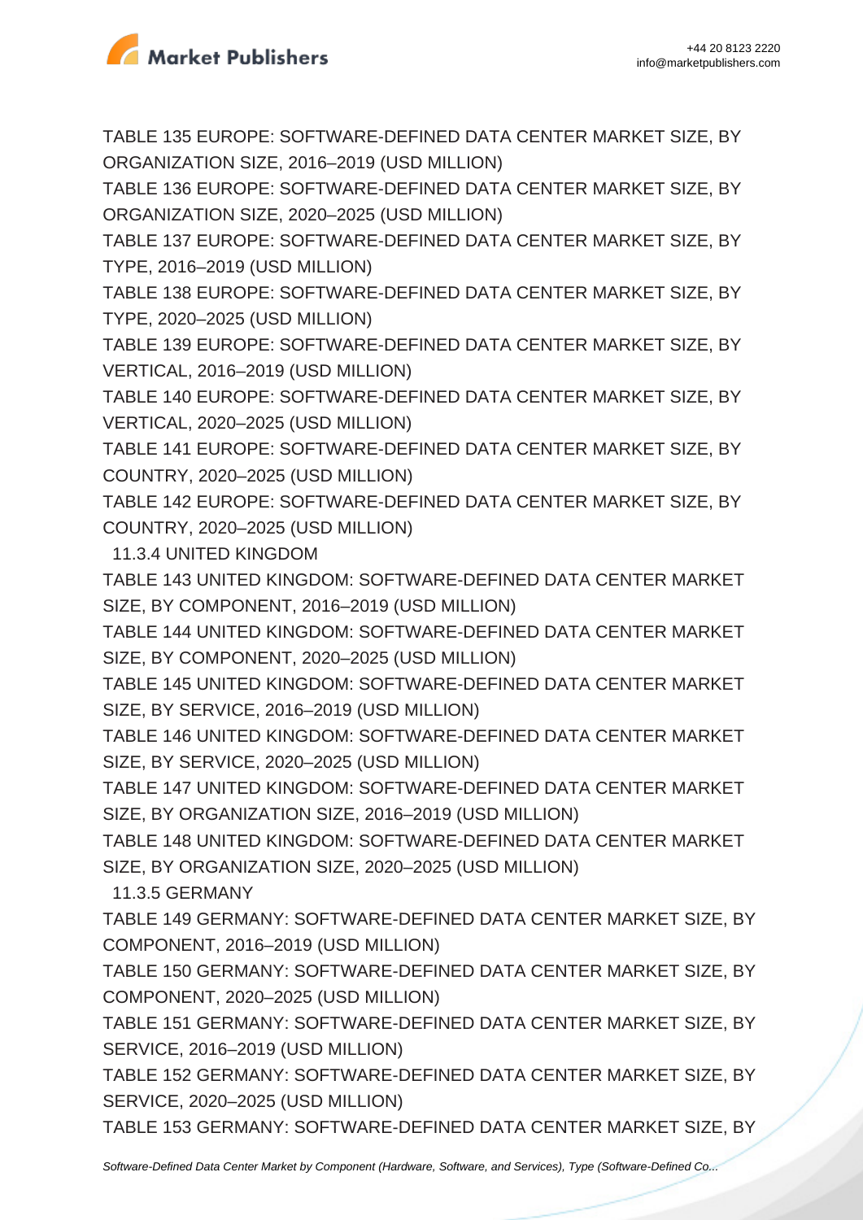TABLE 135 EUROPE: SOFTWARE-DEFINED DATA CENTER MARKET SIZE, BY ORGANIZATION SIZE, 2016–2019 (USD MILLION)
TABLE 136 EUROPE: SOFTWARE-DEFINED DATA CENTER MARKET SIZE, BY ORGANIZATION SIZE, 2020–2025 (USD MILLION)
TABLE 137 EUROPE: SOFTWARE-DEFINED DATA CENTER MARKET SIZE, BY TYPE, 2016–2019 (USD MILLION)
TABLE 138 EUROPE: SOFTWARE-DEFINED DATA CENTER MARKET SIZE, BY TYPE, 2020–2025 (USD MILLION)
TABLE 139 EUROPE: SOFTWARE-DEFINED DATA CENTER MARKET SIZE, BY VERTICAL, 2016–2019 (USD MILLION)
TABLE 140 EUROPE: SOFTWARE-DEFINED DATA CENTER MARKET SIZE, BY VERTICAL, 2020–2025 (USD MILLION)
TABLE 141 EUROPE: SOFTWARE-DEFINED DATA CENTER MARKET SIZE, BY COUNTRY, 2020–2025 (USD MILLION)
TABLE 142 EUROPE: SOFTWARE-DEFINED DATA CENTER MARKET SIZE, BY COUNTRY, 2020–2025 (USD MILLION)

11.3.4 UNITED KINGDOM

TABLE 143 UNITED KINGDOM: SOFTWARE-DEFINED DATA CENTER MARKET SIZE, BY COMPONENT, 2016–2019 (USD MILLION)
TABLE 144 UNITED KINGDOM: SOFTWARE-DEFINED DATA CENTER MARKET SIZE, BY COMPONENT, 2020–2025 (USD MILLION)
TABLE 145 UNITED KINGDOM: SOFTWARE-DEFINED DATA CENTER MARKET SIZE, BY SERVICE, 2016–2019 (USD MILLION)
TABLE 146 UNITED KINGDOM: SOFTWARE-DEFINED DATA CENTER MARKET SIZE, BY SERVICE, 2020–2025 (USD MILLION)
TABLE 147 UNITED KINGDOM: SOFTWARE-DEFINED DATA CENTER MARKET SIZE, BY ORGANIZATION SIZE, 2016–2019 (USD MILLION)
TABLE 148 UNITED KINGDOM: SOFTWARE-DEFINED DATA CENTER MARKET SIZE, BY ORGANIZATION SIZE, 2020–2025 (USD MILLION)

11.3.5 GERMANY

TABLE 149 GERMANY: SOFTWARE-DEFINED DATA CENTER MARKET SIZE, BY COMPONENT, 2016–2019 (USD MILLION)
TABLE 150 GERMANY: SOFTWARE-DEFINED DATA CENTER MARKET SIZE, BY COMPONENT, 2020–2025 (USD MILLION)
TABLE 151 GERMANY: SOFTWARE-DEFINED DATA CENTER MARKET SIZE, BY SERVICE, 2016–2019 (USD MILLION)
TABLE 152 GERMANY: SOFTWARE-DEFINED DATA CENTER MARKET SIZE, BY SERVICE, 2020–2025 (USD MILLION)
TABLE 153 GERMANY: SOFTWARE-DEFINED DATA CENTER MARKET SIZE, BY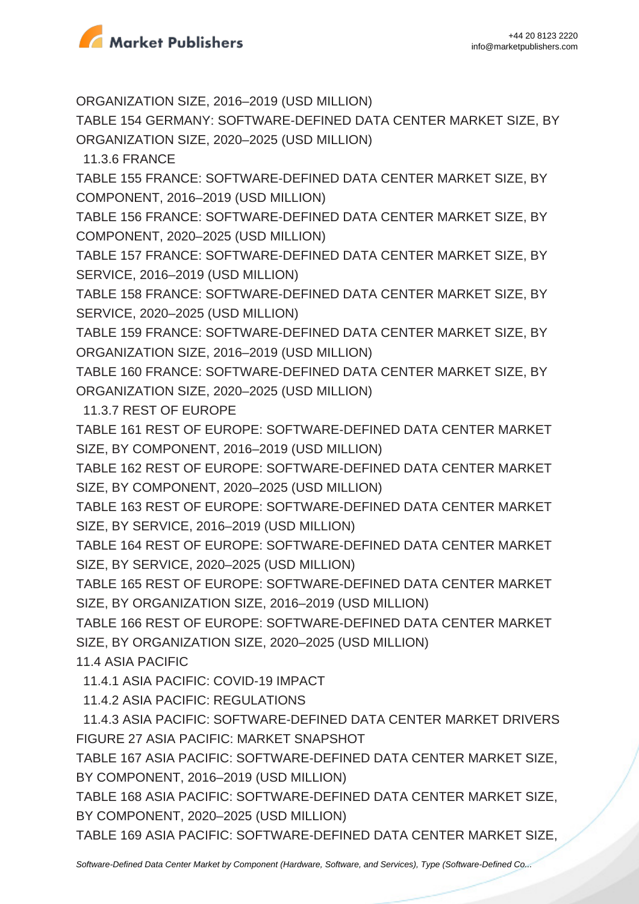ORGANIZATION SIZE, 2016–2019 (USD MILLION)

TABLE 154 GERMANY: SOFTWARE-DEFINED DATA CENTER MARKET SIZE, BY ORGANIZATION SIZE, 2020–2025 (USD MILLION)

11.3.6 FRANCE

TABLE 155 FRANCE: SOFTWARE-DEFINED DATA CENTER MARKET SIZE, BY COMPONENT, 2016–2019 (USD MILLION)

TABLE 156 FRANCE: SOFTWARE-DEFINED DATA CENTER MARKET SIZE, BY COMPONENT, 2020–2025 (USD MILLION)

TABLE 157 FRANCE: SOFTWARE-DEFINED DATA CENTER MARKET SIZE, BY SERVICE, 2016–2019 (USD MILLION)

TABLE 158 FRANCE: SOFTWARE-DEFINED DATA CENTER MARKET SIZE, BY SERVICE, 2020–2025 (USD MILLION)

TABLE 159 FRANCE: SOFTWARE-DEFINED DATA CENTER MARKET SIZE, BY ORGANIZATION SIZE, 2016–2019 (USD MILLION)

TABLE 160 FRANCE: SOFTWARE-DEFINED DATA CENTER MARKET SIZE, BY ORGANIZATION SIZE, 2020–2025 (USD MILLION)

11.3.7 REST OF EUROPE

TABLE 161 REST OF EUROPE: SOFTWARE-DEFINED DATA CENTER MARKET SIZE, BY COMPONENT, 2016–2019 (USD MILLION)

TABLE 162 REST OF EUROPE: SOFTWARE-DEFINED DATA CENTER MARKET SIZE, BY COMPONENT, 2020–2025 (USD MILLION)

TABLE 163 REST OF EUROPE: SOFTWARE-DEFINED DATA CENTER MARKET SIZE, BY SERVICE, 2016–2019 (USD MILLION)

TABLE 164 REST OF EUROPE: SOFTWARE-DEFINED DATA CENTER MARKET SIZE, BY SERVICE, 2020–2025 (USD MILLION)

TABLE 165 REST OF EUROPE: SOFTWARE-DEFINED DATA CENTER MARKET SIZE, BY ORGANIZATION SIZE, 2016–2019 (USD MILLION)

TABLE 166 REST OF EUROPE: SOFTWARE-DEFINED DATA CENTER MARKET SIZE, BY ORGANIZATION SIZE, 2020–2025 (USD MILLION)

11.4 ASIA PACIFIC

11.4.1 ASIA PACIFIC: COVID-19 IMPACT

11.4.2 ASIA PACIFIC: REGULATIONS

11.4.3 ASIA PACIFIC: SOFTWARE-DEFINED DATA CENTER MARKET DRIVERS

FIGURE 27 ASIA PACIFIC: MARKET SNAPSHOT

TABLE 167 ASIA PACIFIC: SOFTWARE-DEFINED DATA CENTER MARKET SIZE, BY COMPONENT, 2016–2019 (USD MILLION)

TABLE 168 ASIA PACIFIC: SOFTWARE-DEFINED DATA CENTER MARKET SIZE, BY COMPONENT, 2020–2025 (USD MILLION)

TABLE 169 ASIA PACIFIC: SOFTWARE-DEFINED DATA CENTER MARKET SIZE,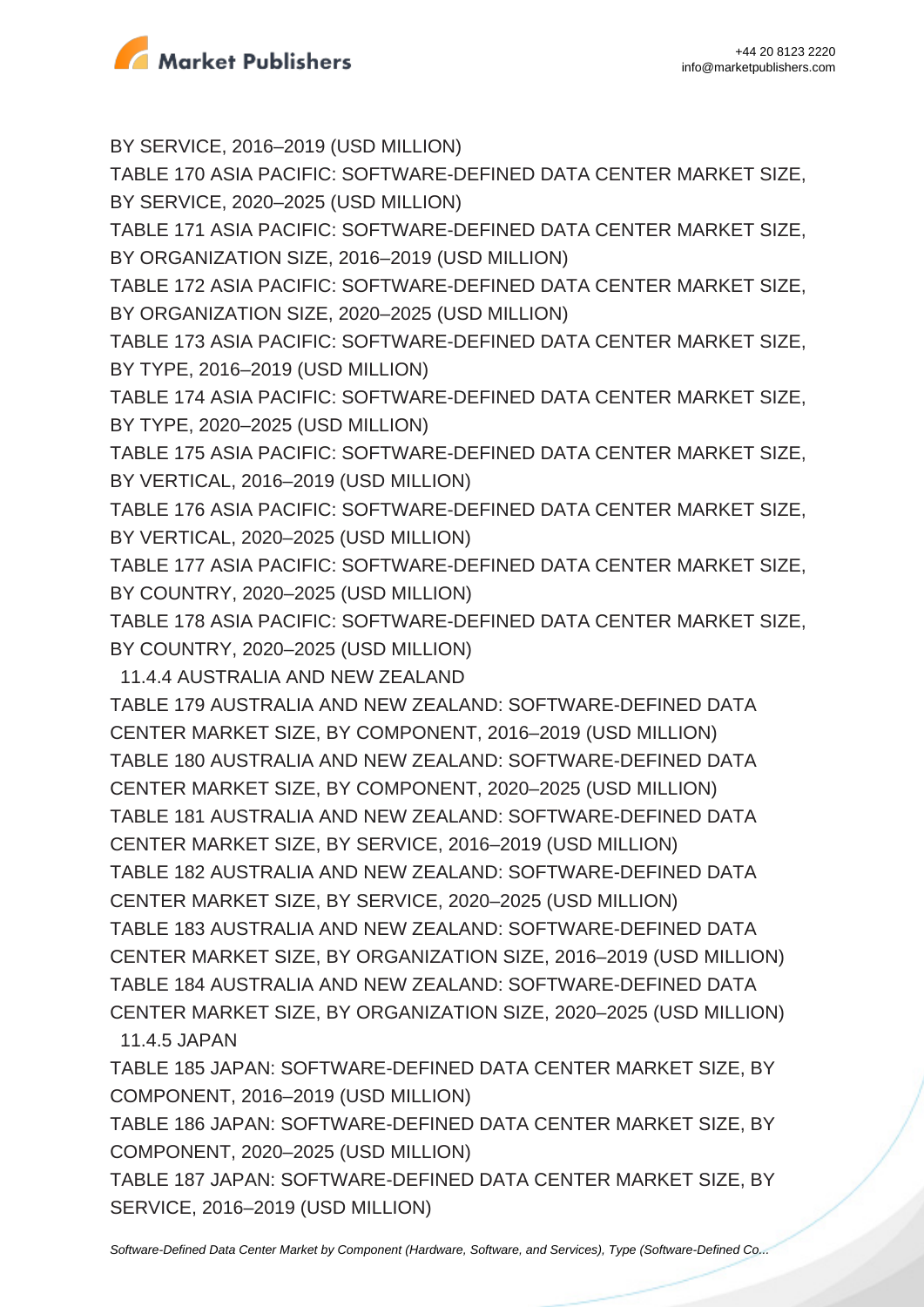BY SERVICE, 2016–2019 (USD MILLION)

TABLE 170 ASIA PACIFIC: SOFTWARE-DEFINED DATA CENTER MARKET SIZE, BY SERVICE, 2020–2025 (USD MILLION)

TABLE 171 ASIA PACIFIC: SOFTWARE-DEFINED DATA CENTER MARKET SIZE, BY ORGANIZATION SIZE, 2016–2019 (USD MILLION)

TABLE 172 ASIA PACIFIC: SOFTWARE-DEFINED DATA CENTER MARKET SIZE, BY ORGANIZATION SIZE, 2020–2025 (USD MILLION)

TABLE 173 ASIA PACIFIC: SOFTWARE-DEFINED DATA CENTER MARKET SIZE, BY TYPE, 2016–2019 (USD MILLION)

TABLE 174 ASIA PACIFIC: SOFTWARE-DEFINED DATA CENTER MARKET SIZE, BY TYPE, 2020–2025 (USD MILLION)

TABLE 175 ASIA PACIFIC: SOFTWARE-DEFINED DATA CENTER MARKET SIZE, BY VERTICAL, 2016–2019 (USD MILLION)

TABLE 176 ASIA PACIFIC: SOFTWARE-DEFINED DATA CENTER MARKET SIZE, BY VERTICAL, 2020–2025 (USD MILLION)

TABLE 177 ASIA PACIFIC: SOFTWARE-DEFINED DATA CENTER MARKET SIZE, BY COUNTRY, 2020–2025 (USD MILLION)

TABLE 178 ASIA PACIFIC: SOFTWARE-DEFINED DATA CENTER MARKET SIZE, BY COUNTRY, 2020–2025 (USD MILLION)

11.4.4 AUSTRALIA AND NEW ZEALAND

TABLE 179 AUSTRALIA AND NEW ZEALAND: SOFTWARE-DEFINED DATA CENTER MARKET SIZE, BY COMPONENT, 2016–2019 (USD MILLION)

TABLE 180 AUSTRALIA AND NEW ZEALAND: SOFTWARE-DEFINED DATA CENTER MARKET SIZE, BY COMPONENT, 2020–2025 (USD MILLION)

TABLE 181 AUSTRALIA AND NEW ZEALAND: SOFTWARE-DEFINED DATA CENTER MARKET SIZE, BY SERVICE, 2016–2019 (USD MILLION)

TABLE 182 AUSTRALIA AND NEW ZEALAND: SOFTWARE-DEFINED DATA CENTER MARKET SIZE, BY SERVICE, 2020–2025 (USD MILLION)

TABLE 183 AUSTRALIA AND NEW ZEALAND: SOFTWARE-DEFINED DATA CENTER MARKET SIZE, BY ORGANIZATION SIZE, 2016–2019 (USD MILLION)

TABLE 184 AUSTRALIA AND NEW ZEALAND: SOFTWARE-DEFINED DATA CENTER MARKET SIZE, BY ORGANIZATION SIZE, 2020–2025 (USD MILLION)

11.4.5 JAPAN

TABLE 185 JAPAN: SOFTWARE-DEFINED DATA CENTER MARKET SIZE, BY COMPONENT, 2016–2019 (USD MILLION)

TABLE 186 JAPAN: SOFTWARE-DEFINED DATA CENTER MARKET SIZE, BY COMPONENT, 2020–2025 (USD MILLION)

TABLE 187 JAPAN: SOFTWARE-DEFINED DATA CENTER MARKET SIZE, BY SERVICE, 2016–2019 (USD MILLION)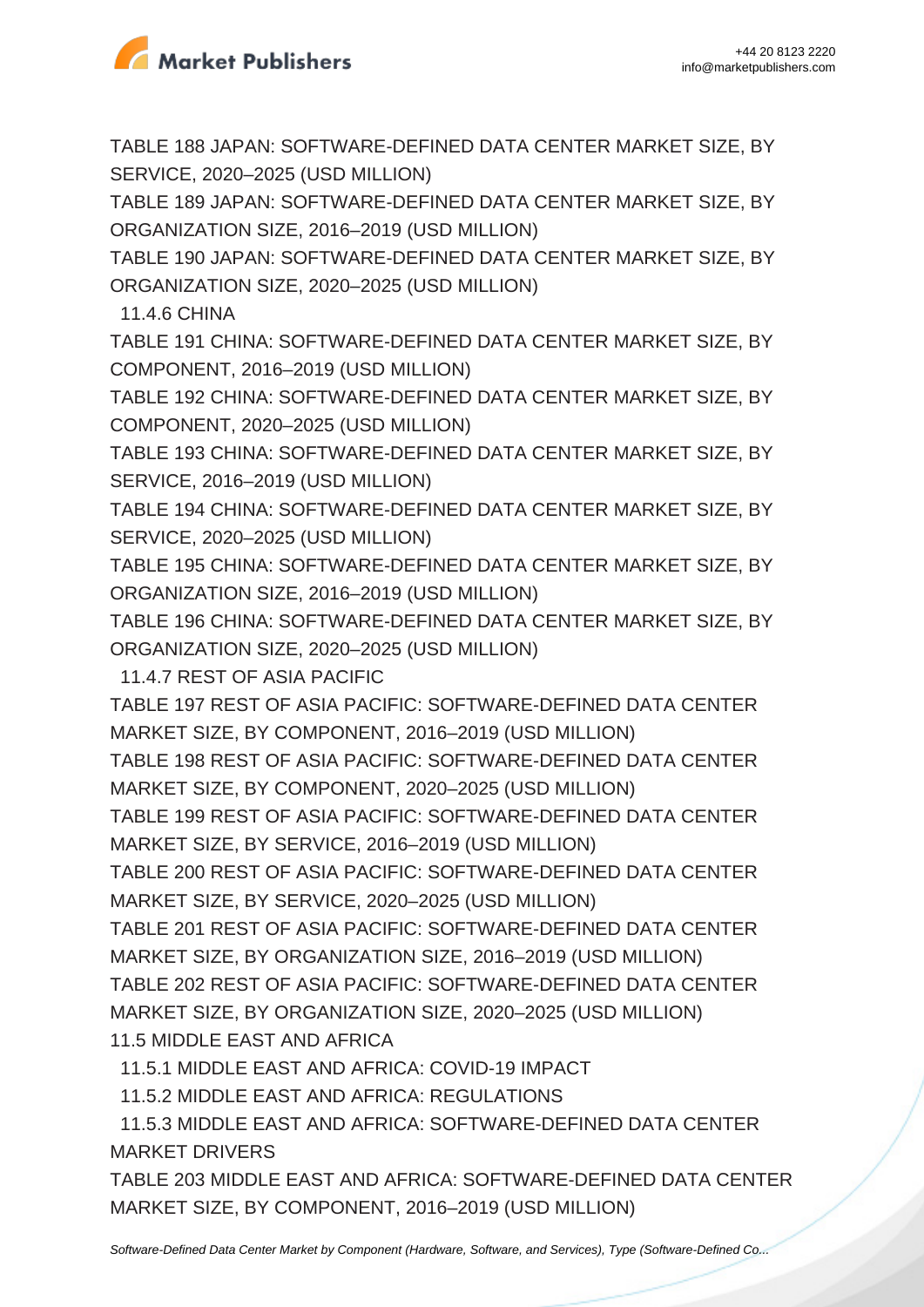TABLE 188 JAPAN: SOFTWARE-DEFINED DATA CENTER MARKET SIZE, BY SERVICE, 2020–2025 (USD MILLION)

TABLE 189 JAPAN: SOFTWARE-DEFINED DATA CENTER MARKET SIZE, BY ORGANIZATION SIZE, 2016–2019 (USD MILLION)

TABLE 190 JAPAN: SOFTWARE-DEFINED DATA CENTER MARKET SIZE, BY ORGANIZATION SIZE, 2020–2025 (USD MILLION)

11.4.6 CHINA

TABLE 191 CHINA: SOFTWARE-DEFINED DATA CENTER MARKET SIZE, BY COMPONENT, 2016–2019 (USD MILLION)

TABLE 192 CHINA: SOFTWARE-DEFINED DATA CENTER MARKET SIZE, BY COMPONENT, 2020–2025 (USD MILLION)

TABLE 193 CHINA: SOFTWARE-DEFINED DATA CENTER MARKET SIZE, BY SERVICE, 2016–2019 (USD MILLION)

TABLE 194 CHINA: SOFTWARE-DEFINED DATA CENTER MARKET SIZE, BY SERVICE, 2020–2025 (USD MILLION)

TABLE 195 CHINA: SOFTWARE-DEFINED DATA CENTER MARKET SIZE, BY ORGANIZATION SIZE, 2016–2019 (USD MILLION)

TABLE 196 CHINA: SOFTWARE-DEFINED DATA CENTER MARKET SIZE, BY ORGANIZATION SIZE, 2020–2025 (USD MILLION)

11.4.7 REST OF ASIA PACIFIC

TABLE 197 REST OF ASIA PACIFIC: SOFTWARE-DEFINED DATA CENTER MARKET SIZE, BY COMPONENT, 2016–2019 (USD MILLION)

TABLE 198 REST OF ASIA PACIFIC: SOFTWARE-DEFINED DATA CENTER MARKET SIZE, BY COMPONENT, 2020–2025 (USD MILLION)

TABLE 199 REST OF ASIA PACIFIC: SOFTWARE-DEFINED DATA CENTER MARKET SIZE, BY SERVICE, 2016–2019 (USD MILLION)

TABLE 200 REST OF ASIA PACIFIC: SOFTWARE-DEFINED DATA CENTER MARKET SIZE, BY SERVICE, 2020–2025 (USD MILLION)

TABLE 201 REST OF ASIA PACIFIC: SOFTWARE-DEFINED DATA CENTER MARKET SIZE, BY ORGANIZATION SIZE, 2016–2019 (USD MILLION)

TABLE 202 REST OF ASIA PACIFIC: SOFTWARE-DEFINED DATA CENTER MARKET SIZE, BY ORGANIZATION SIZE, 2020–2025 (USD MILLION)

11.5 MIDDLE EAST AND AFRICA

11.5.1 MIDDLE EAST AND AFRICA: COVID-19 IMPACT

11.5.2 MIDDLE EAST AND AFRICA: REGULATIONS

11.5.3 MIDDLE EAST AND AFRICA: SOFTWARE-DEFINED DATA CENTER MARKET DRIVERS

TABLE 203 MIDDLE EAST AND AFRICA: SOFTWARE-DEFINED DATA CENTER MARKET SIZE, BY COMPONENT, 2016–2019 (USD MILLION)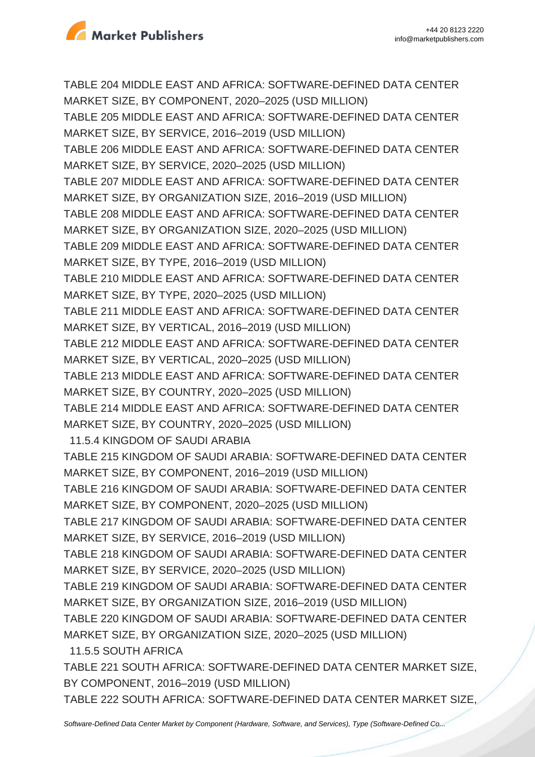TABLE 204 MIDDLE EAST AND AFRICA: SOFTWARE-DEFINED DATA CENTER MARKET SIZE, BY COMPONENT, 2020–2025 (USD MILLION)

TABLE 205 MIDDLE EAST AND AFRICA: SOFTWARE-DEFINED DATA CENTER MARKET SIZE, BY SERVICE, 2016–2019 (USD MILLION)

TABLE 206 MIDDLE EAST AND AFRICA: SOFTWARE-DEFINED DATA CENTER MARKET SIZE, BY SERVICE, 2020–2025 (USD MILLION)

TABLE 207 MIDDLE EAST AND AFRICA: SOFTWARE-DEFINED DATA CENTER MARKET SIZE, BY ORGANIZATION SIZE, 2016–2019 (USD MILLION)

TABLE 208 MIDDLE EAST AND AFRICA: SOFTWARE-DEFINED DATA CENTER MARKET SIZE, BY ORGANIZATION SIZE, 2020–2025 (USD MILLION)

TABLE 209 MIDDLE EAST AND AFRICA: SOFTWARE-DEFINED DATA CENTER MARKET SIZE, BY TYPE, 2016–2019 (USD MILLION)

TABLE 210 MIDDLE EAST AND AFRICA: SOFTWARE-DEFINED DATA CENTER MARKET SIZE, BY TYPE, 2020–2025 (USD MILLION)

TABLE 211 MIDDLE EAST AND AFRICA: SOFTWARE-DEFINED DATA CENTER MARKET SIZE, BY VERTICAL, 2016–2019 (USD MILLION)

TABLE 212 MIDDLE EAST AND AFRICA: SOFTWARE-DEFINED DATA CENTER MARKET SIZE, BY VERTICAL, 2020–2025 (USD MILLION)

TABLE 213 MIDDLE EAST AND AFRICA: SOFTWARE-DEFINED DATA CENTER MARKET SIZE, BY COUNTRY, 2020–2025 (USD MILLION)

TABLE 214 MIDDLE EAST AND AFRICA: SOFTWARE-DEFINED DATA CENTER MARKET SIZE, BY COUNTRY, 2020–2025 (USD MILLION)

11.5.4 KINGDOM OF SAUDI ARABIA

TABLE 215 KINGDOM OF SAUDI ARABIA: SOFTWARE-DEFINED DATA CENTER MARKET SIZE, BY COMPONENT, 2016–2019 (USD MILLION)

TABLE 216 KINGDOM OF SAUDI ARABIA: SOFTWARE-DEFINED DATA CENTER MARKET SIZE, BY COMPONENT, 2020–2025 (USD MILLION)

TABLE 217 KINGDOM OF SAUDI ARABIA: SOFTWARE-DEFINED DATA CENTER MARKET SIZE, BY SERVICE, 2016–2019 (USD MILLION)

TABLE 218 KINGDOM OF SAUDI ARABIA: SOFTWARE-DEFINED DATA CENTER MARKET SIZE, BY SERVICE, 2020–2025 (USD MILLION)

TABLE 219 KINGDOM OF SAUDI ARABIA: SOFTWARE-DEFINED DATA CENTER MARKET SIZE, BY ORGANIZATION SIZE, 2016–2019 (USD MILLION)

TABLE 220 KINGDOM OF SAUDI ARABIA: SOFTWARE-DEFINED DATA CENTER MARKET SIZE, BY ORGANIZATION SIZE, 2020–2025 (USD MILLION)

11.5.5 SOUTH AFRICA

TABLE 221 SOUTH AFRICA: SOFTWARE-DEFINED DATA CENTER MARKET SIZE, BY COMPONENT, 2016–2019 (USD MILLION)

TABLE 222 SOUTH AFRICA: SOFTWARE-DEFINED DATA CENTER MARKET SIZE,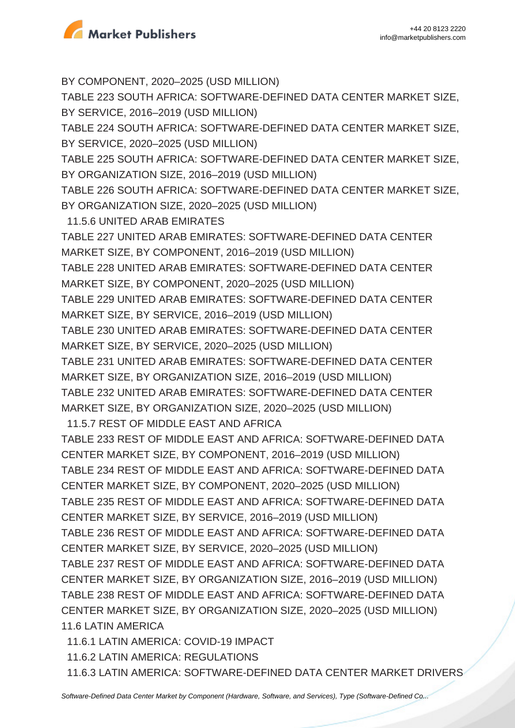BY COMPONENT, 2020–2025 (USD MILLION)

TABLE 223 SOUTH AFRICA: SOFTWARE-DEFINED DATA CENTER MARKET SIZE, BY SERVICE, 2016–2019 (USD MILLION)

TABLE 224 SOUTH AFRICA: SOFTWARE-DEFINED DATA CENTER MARKET SIZE, BY SERVICE, 2020–2025 (USD MILLION)

TABLE 225 SOUTH AFRICA: SOFTWARE-DEFINED DATA CENTER MARKET SIZE, BY ORGANIZATION SIZE, 2016–2019 (USD MILLION)

TABLE 226 SOUTH AFRICA: SOFTWARE-DEFINED DATA CENTER MARKET SIZE, BY ORGANIZATION SIZE, 2020–2025 (USD MILLION)

11.5.6 UNITED ARAB EMIRATES

TABLE 227 UNITED ARAB EMIRATES: SOFTWARE-DEFINED DATA CENTER MARKET SIZE, BY COMPONENT, 2016–2019 (USD MILLION)

TABLE 228 UNITED ARAB EMIRATES: SOFTWARE-DEFINED DATA CENTER MARKET SIZE, BY COMPONENT, 2020–2025 (USD MILLION)

TABLE 229 UNITED ARAB EMIRATES: SOFTWARE-DEFINED DATA CENTER MARKET SIZE, BY SERVICE, 2016–2019 (USD MILLION)

TABLE 230 UNITED ARAB EMIRATES: SOFTWARE-DEFINED DATA CENTER MARKET SIZE, BY SERVICE, 2020–2025 (USD MILLION)

TABLE 231 UNITED ARAB EMIRATES: SOFTWARE-DEFINED DATA CENTER MARKET SIZE, BY ORGANIZATION SIZE, 2016–2019 (USD MILLION)

TABLE 232 UNITED ARAB EMIRATES: SOFTWARE-DEFINED DATA CENTER MARKET SIZE, BY ORGANIZATION SIZE, 2020–2025 (USD MILLION)

11.5.7 REST OF MIDDLE EAST AND AFRICA

TABLE 233 REST OF MIDDLE EAST AND AFRICA: SOFTWARE-DEFINED DATA CENTER MARKET SIZE, BY COMPONENT, 2016–2019 (USD MILLION)

TABLE 234 REST OF MIDDLE EAST AND AFRICA: SOFTWARE-DEFINED DATA CENTER MARKET SIZE, BY COMPONENT, 2020–2025 (USD MILLION)

TABLE 235 REST OF MIDDLE EAST AND AFRICA: SOFTWARE-DEFINED DATA CENTER MARKET SIZE, BY SERVICE, 2016–2019 (USD MILLION)

TABLE 236 REST OF MIDDLE EAST AND AFRICA: SOFTWARE-DEFINED DATA CENTER MARKET SIZE, BY SERVICE, 2020–2025 (USD MILLION)

TABLE 237 REST OF MIDDLE EAST AND AFRICA: SOFTWARE-DEFINED DATA CENTER MARKET SIZE, BY ORGANIZATION SIZE, 2016–2019 (USD MILLION)

TABLE 238 REST OF MIDDLE EAST AND AFRICA: SOFTWARE-DEFINED DATA CENTER MARKET SIZE, BY ORGANIZATION SIZE, 2020–2025 (USD MILLION)

11.6 LATIN AMERICA

11.6.1 LATIN AMERICA: COVID-19 IMPACT

11.6.2 LATIN AMERICA: REGULATIONS

11.6.3 LATIN AMERICA: SOFTWARE-DEFINED DATA CENTER MARKET DRIVERS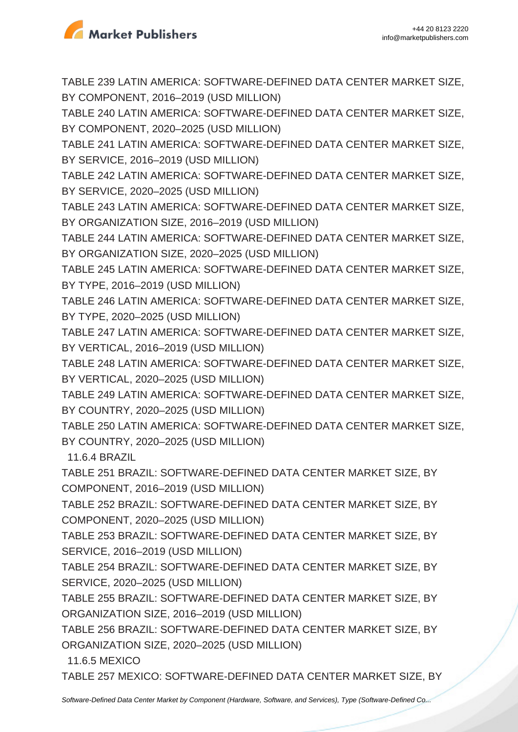TABLE 239 LATIN AMERICA: SOFTWARE-DEFINED DATA CENTER MARKET SIZE, BY COMPONENT, 2016–2019 (USD MILLION)

TABLE 240 LATIN AMERICA: SOFTWARE-DEFINED DATA CENTER MARKET SIZE, BY COMPONENT, 2020–2025 (USD MILLION)

TABLE 241 LATIN AMERICA: SOFTWARE-DEFINED DATA CENTER MARKET SIZE, BY SERVICE, 2016–2019 (USD MILLION)

TABLE 242 LATIN AMERICA: SOFTWARE-DEFINED DATA CENTER MARKET SIZE, BY SERVICE, 2020–2025 (USD MILLION)

TABLE 243 LATIN AMERICA: SOFTWARE-DEFINED DATA CENTER MARKET SIZE, BY ORGANIZATION SIZE, 2016–2019 (USD MILLION)

TABLE 244 LATIN AMERICA: SOFTWARE-DEFINED DATA CENTER MARKET SIZE, BY ORGANIZATION SIZE, 2020–2025 (USD MILLION)

TABLE 245 LATIN AMERICA: SOFTWARE-DEFINED DATA CENTER MARKET SIZE, BY TYPE, 2016–2019 (USD MILLION)

TABLE 246 LATIN AMERICA: SOFTWARE-DEFINED DATA CENTER MARKET SIZE, BY TYPE, 2020–2025 (USD MILLION)

TABLE 247 LATIN AMERICA: SOFTWARE-DEFINED DATA CENTER MARKET SIZE, BY VERTICAL, 2016–2019 (USD MILLION)

TABLE 248 LATIN AMERICA: SOFTWARE-DEFINED DATA CENTER MARKET SIZE, BY VERTICAL, 2020–2025 (USD MILLION)

TABLE 249 LATIN AMERICA: SOFTWARE-DEFINED DATA CENTER MARKET SIZE, BY COUNTRY, 2020–2025 (USD MILLION)

TABLE 250 LATIN AMERICA: SOFTWARE-DEFINED DATA CENTER MARKET SIZE, BY COUNTRY, 2020–2025 (USD MILLION)

11.6.4 BRAZIL

TABLE 251 BRAZIL: SOFTWARE-DEFINED DATA CENTER MARKET SIZE, BY COMPONENT, 2016–2019 (USD MILLION)

TABLE 252 BRAZIL: SOFTWARE-DEFINED DATA CENTER MARKET SIZE, BY COMPONENT, 2020–2025 (USD MILLION)

TABLE 253 BRAZIL: SOFTWARE-DEFINED DATA CENTER MARKET SIZE, BY SERVICE, 2016–2019 (USD MILLION)

TABLE 254 BRAZIL: SOFTWARE-DEFINED DATA CENTER MARKET SIZE, BY SERVICE, 2020–2025 (USD MILLION)

TABLE 255 BRAZIL: SOFTWARE-DEFINED DATA CENTER MARKET SIZE, BY ORGANIZATION SIZE, 2016–2019 (USD MILLION)

TABLE 256 BRAZIL: SOFTWARE-DEFINED DATA CENTER MARKET SIZE, BY ORGANIZATION SIZE, 2020–2025 (USD MILLION)

11.6.5 MEXICO

TABLE 257 MEXICO: SOFTWARE-DEFINED DATA CENTER MARKET SIZE, BY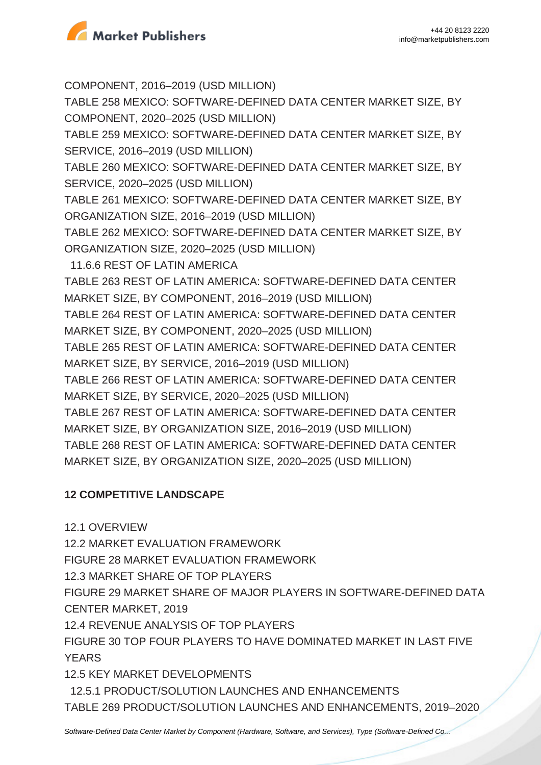COMPONENT, 2016–2019 (USD MILLION)
TABLE 258 MEXICO: SOFTWARE-DEFINED DATA CENTER MARKET SIZE, BY COMPONENT, 2020–2025 (USD MILLION)
TABLE 259 MEXICO: SOFTWARE-DEFINED DATA CENTER MARKET SIZE, BY SERVICE, 2016–2019 (USD MILLION)
TABLE 260 MEXICO: SOFTWARE-DEFINED DATA CENTER MARKET SIZE, BY SERVICE, 2020–2025 (USD MILLION)
TABLE 261 MEXICO: SOFTWARE-DEFINED DATA CENTER MARKET SIZE, BY ORGANIZATION SIZE, 2016–2019 (USD MILLION)
TABLE 262 MEXICO: SOFTWARE-DEFINED DATA CENTER MARKET SIZE, BY ORGANIZATION SIZE, 2020–2025 (USD MILLION)
11.6.6 REST OF LATIN AMERICA
TABLE 263 REST OF LATIN AMERICA: SOFTWARE-DEFINED DATA CENTER MARKET SIZE, BY COMPONENT, 2016–2019 (USD MILLION)
TABLE 264 REST OF LATIN AMERICA: SOFTWARE-DEFINED DATA CENTER MARKET SIZE, BY COMPONENT, 2020–2025 (USD MILLION)
TABLE 265 REST OF LATIN AMERICA: SOFTWARE-DEFINED DATA CENTER MARKET SIZE, BY SERVICE, 2016–2019 (USD MILLION)
TABLE 266 REST OF LATIN AMERICA: SOFTWARE-DEFINED DATA CENTER MARKET SIZE, BY SERVICE, 2020–2025 (USD MILLION)
TABLE 267 REST OF LATIN AMERICA: SOFTWARE-DEFINED DATA CENTER MARKET SIZE, BY ORGANIZATION SIZE, 2016–2019 (USD MILLION)
TABLE 268 REST OF LATIN AMERICA: SOFTWARE-DEFINED DATA CENTER MARKET SIZE, BY ORGANIZATION SIZE, 2020–2025 (USD MILLION)

**12 COMPETITIVE LANDSCAPE**

12.1 OVERVIEW
12.2 MARKET EVALUATION FRAMEWORK
FIGURE 28 MARKET EVALUATION FRAMEWORK
12.3 MARKET SHARE OF TOP PLAYERS
FIGURE 29 MARKET SHARE OF MAJOR PLAYERS IN SOFTWARE-DEFINED DATA CENTER MARKET, 2019
12.4 REVENUE ANALYSIS OF TOP PLAYERS
FIGURE 30 TOP FOUR PLAYERS TO HAVE DOMINATED MARKET IN LAST FIVE YEARS
12.5 KEY MARKET DEVELOPMENTS
12.5.1 PRODUCT/SOLUTION LAUNCHES AND ENHANCEMENTS
TABLE 269 PRODUCT/SOLUTION LAUNCHES AND ENHANCEMENTS, 2019–2020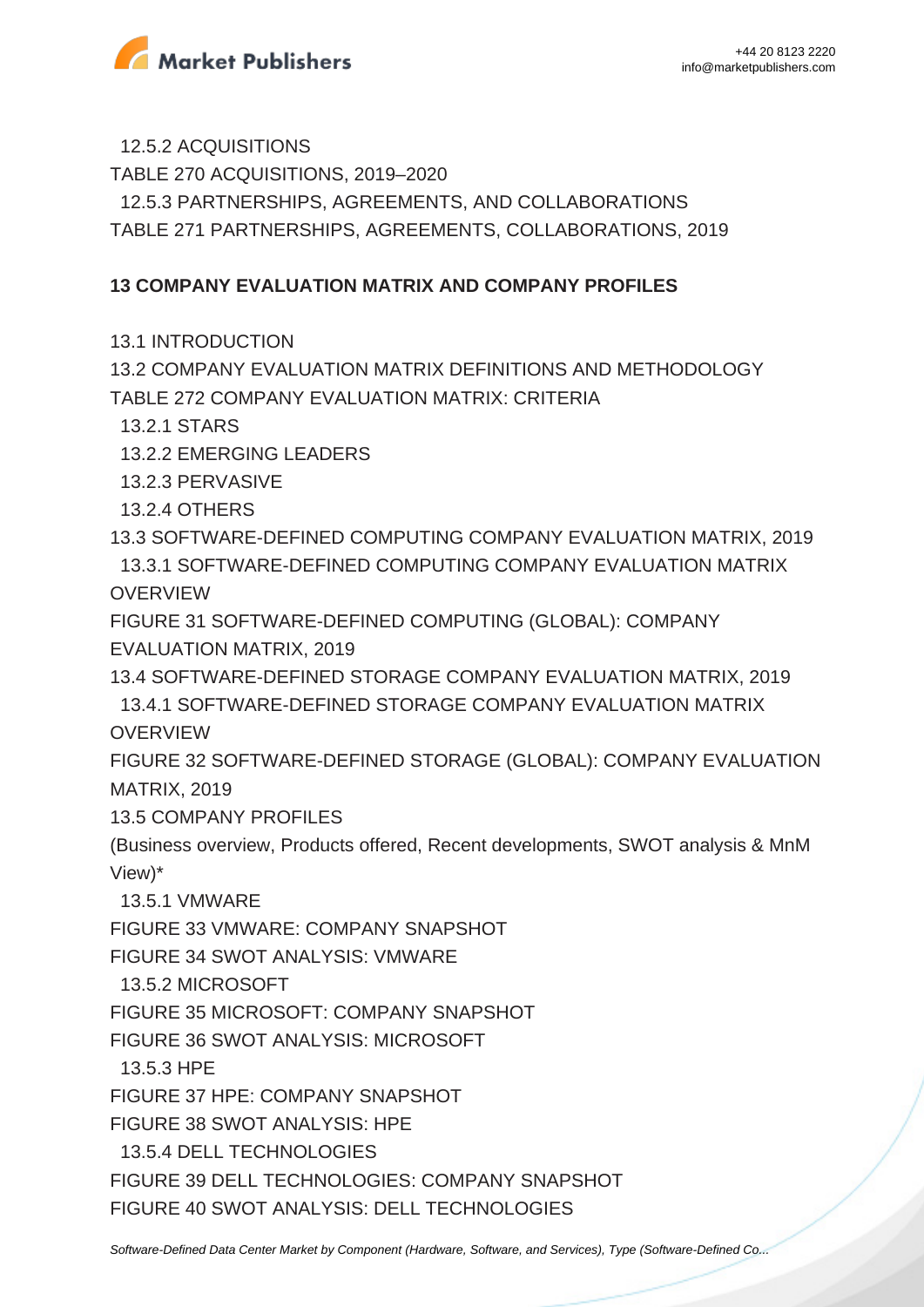12.5.2 ACQUISITIONS

TABLE 270 ACQUISITIONS, 2019–2020

12.5.3 PARTNERSHIPS, AGREEMENTS, AND COLLABORATIONS

TABLE 271 PARTNERSHIPS, AGREEMENTS, COLLABORATIONS, 2019

**13 COMPANY EVALUATION MATRIX AND COMPANY PROFILES**

13.1 INTRODUCTION

13.2 COMPANY EVALUATION MATRIX DEFINITIONS AND METHODOLOGY

TABLE 272 COMPANY EVALUATION MATRIX: CRITERIA

13.2.1 STARS

13.2.2 EMERGING LEADERS

13.2.3 PERVASIVE

13.2.4 OTHERS

13.3 SOFTWARE-DEFINED COMPUTING COMPANY EVALUATION MATRIX, 2019

13.3.1 SOFTWARE-DEFINED COMPUTING COMPANY EVALUATION MATRIX OVERVIEW

FIGURE 31 SOFTWARE-DEFINED COMPUTING (GLOBAL): COMPANY EVALUATION MATRIX, 2019

13.4 SOFTWARE-DEFINED STORAGE COMPANY EVALUATION MATRIX, 2019

13.4.1 SOFTWARE-DEFINED STORAGE COMPANY EVALUATION MATRIX OVERVIEW

FIGURE 32 SOFTWARE-DEFINED STORAGE (GLOBAL): COMPANY EVALUATION MATRIX, 2019

13.5 COMPANY PROFILES

(Business overview, Products offered, Recent developments, SWOT analysis & MnM View)*

13.5.1 VMWARE

FIGURE 33 VMWARE: COMPANY SNAPSHOT

FIGURE 34 SWOT ANALYSIS: VMWARE

13.5.2 MICROSOFT

FIGURE 35 MICROSOFT: COMPANY SNAPSHOT

FIGURE 36 SWOT ANALYSIS: MICROSOFT

13.5.3 HPE

FIGURE 37 HPE: COMPANY SNAPSHOT

FIGURE 38 SWOT ANALYSIS: HPE

13.5.4 DELL TECHNOLOGIES

FIGURE 39 DELL TECHNOLOGIES: COMPANY SNAPSHOT

FIGURE 40 SWOT ANALYSIS: DELL TECHNOLOGIES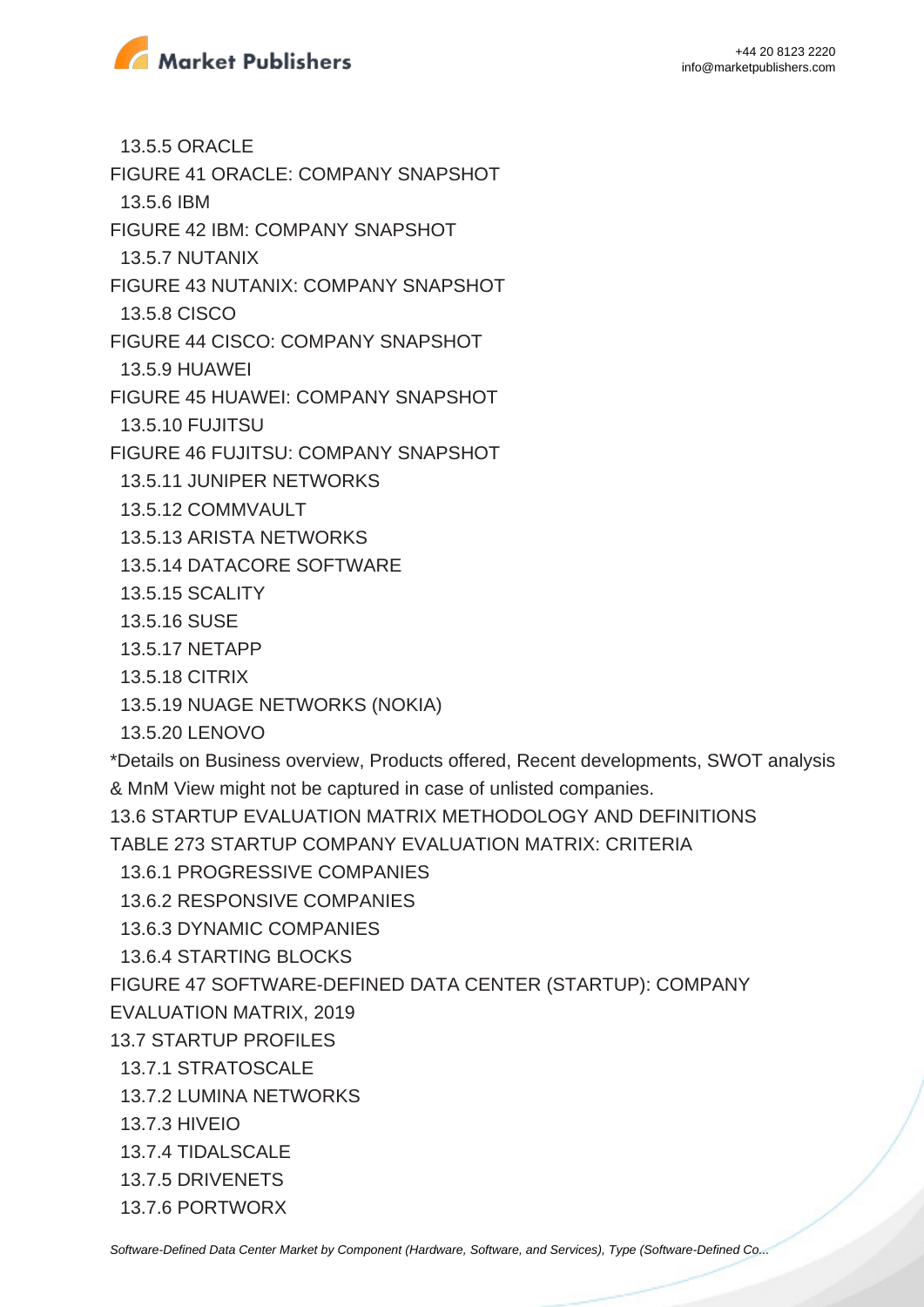13.5.5 ORACLE

FIGURE 41 ORACLE: COMPANY SNAPSHOT

13.5.6 IBM

FIGURE 42 IBM: COMPANY SNAPSHOT

13.5.7 NUTANIX

FIGURE 43 NUTANIX: COMPANY SNAPSHOT

13.5.8 CISCO

FIGURE 44 CISCO: COMPANY SNAPSHOT

13.5.9 HUAWEI

FIGURE 45 HUAWEI: COMPANY SNAPSHOT

13.5.10 FUJITSU

FIGURE 46 FUJITSU: COMPANY SNAPSHOT

13.5.11 JUNIPER NETWORKS

13.5.12 COMMVAULT

13.5.13 ARISTA NETWORKS

13.5.14 DATACORE SOFTWARE

13.5.15 SCALITY

13.5.16 SUSE

13.5.17 NETAPP

13.5.18 CITRIX

13.5.19 NUAGE NETWORKS (NOKIA)

13.5.20 LENOVO

*Details on Business overview, Products offered, Recent developments, SWOT analysis & MnM View might not be captured in case of unlisted companies.

13.6 STARTUP EVALUATION MATRIX METHODOLOGY AND DEFINITIONS

TABLE 273 STARTUP COMPANY EVALUATION MATRIX: CRITERIA

13.6.1 PROGRESSIVE COMPANIES

13.6.2 RESPONSIVE COMPANIES

13.6.3 DYNAMIC COMPANIES

13.6.4 STARTING BLOCKS

FIGURE 47 SOFTWARE-DEFINED DATA CENTER (STARTUP): COMPANY EVALUATION MATRIX, 2019

13.7 STARTUP PROFILES

13.7.1 STRATOSCALE

13.7.2 LUMINA NETWORKS

13.7.3 HIVEIO

13.7.4 TIDALSCALE

13.7.5 DRIVENETS

13.7.6 PORTWORX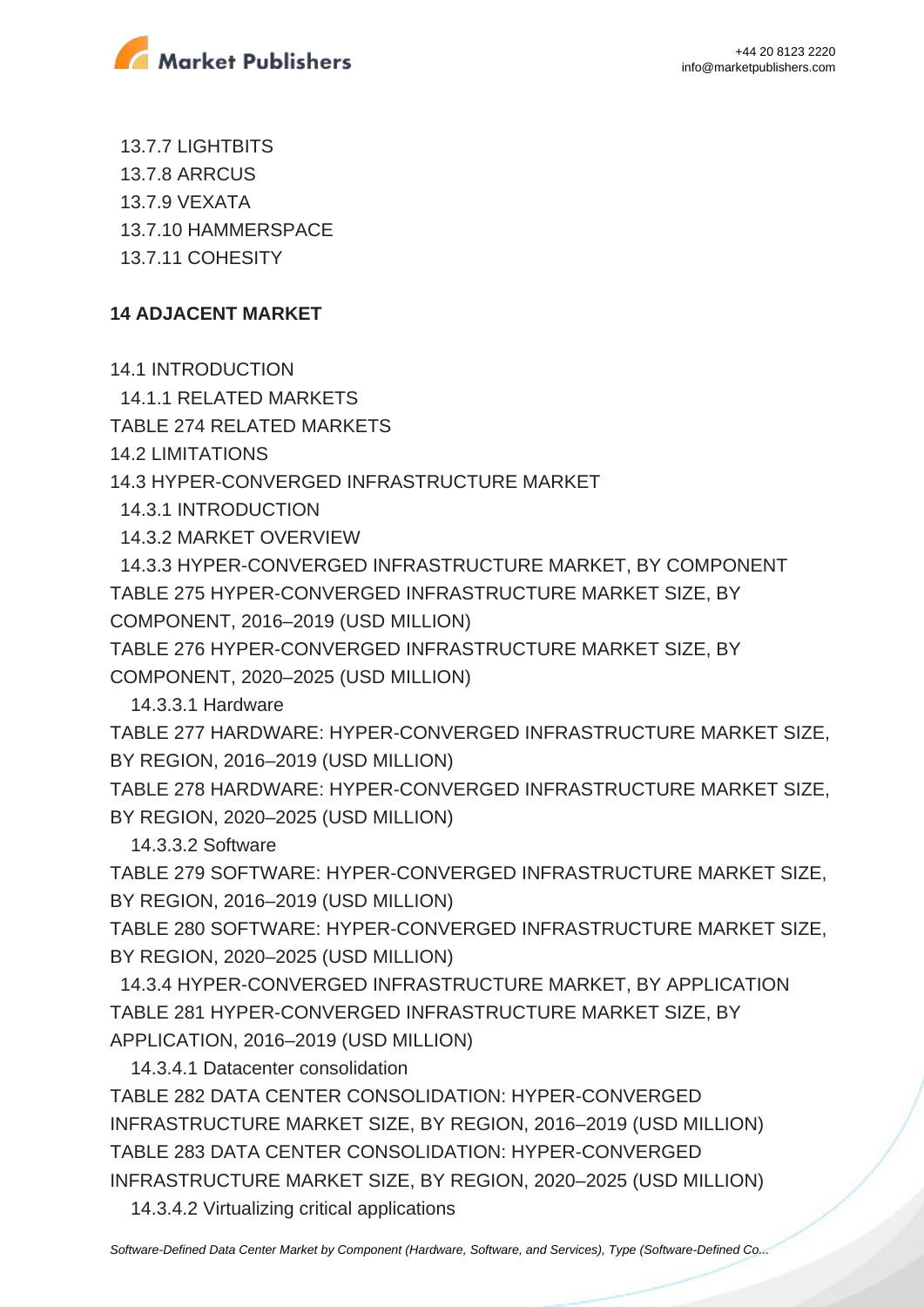13.7.7 LIGHTBITS
13.7.8 ARRCUS
13.7.9 VEXATA
13.7.10 HAMMERSPACE
13.7.11 COHESITY

**14 ADJACENT MARKET**

14.1 INTRODUCTION
14.1.1 RELATED MARKETS
TABLE 274 RELATED MARKETS
14.2 LIMITATIONS
14.3 HYPER-CONVERGED INFRASTRUCTURE MARKET
14.3.1 INTRODUCTION
14.3.2 MARKET OVERVIEW
14.3.3 HYPER-CONVERGED INFRASTRUCTURE MARKET, BY COMPONENT
TABLE 275 HYPER-CONVERGED INFRASTRUCTURE MARKET SIZE, BY COMPONENT, 2016–2019 (USD MILLION)
TABLE 276 HYPER-CONVERGED INFRASTRUCTURE MARKET SIZE, BY COMPONENT, 2020–2025 (USD MILLION)
14.3.3.1 Hardware
TABLE 277 HARDWARE: HYPER-CONVERGED INFRASTRUCTURE MARKET SIZE, BY REGION, 2016–2019 (USD MILLION)
TABLE 278 HARDWARE: HYPER-CONVERGED INFRASTRUCTURE MARKET SIZE, BY REGION, 2020–2025 (USD MILLION)
14.3.3.2 Software
TABLE 279 SOFTWARE: HYPER-CONVERGED INFRASTRUCTURE MARKET SIZE, BY REGION, 2016–2019 (USD MILLION)
TABLE 280 SOFTWARE: HYPER-CONVERGED INFRASTRUCTURE MARKET SIZE, BY REGION, 2020–2025 (USD MILLION)
14.3.4 HYPER-CONVERGED INFRASTRUCTURE MARKET, BY APPLICATION
TABLE 281 HYPER-CONVERGED INFRASTRUCTURE MARKET SIZE, BY APPLICATION, 2016–2019 (USD MILLION)
14.3.4.1 Datacenter consolidation
TABLE 282 DATA CENTER CONSOLIDATION: HYPER-CONVERGED INFRASTRUCTURE MARKET SIZE, BY REGION, 2016–2019 (USD MILLION)
TABLE 283 DATA CENTER CONSOLIDATION: HYPER-CONVERGED INFRASTRUCTURE MARKET SIZE, BY REGION, 2020–2025 (USD MILLION)
14.3.4.2 Virtualizing critical applications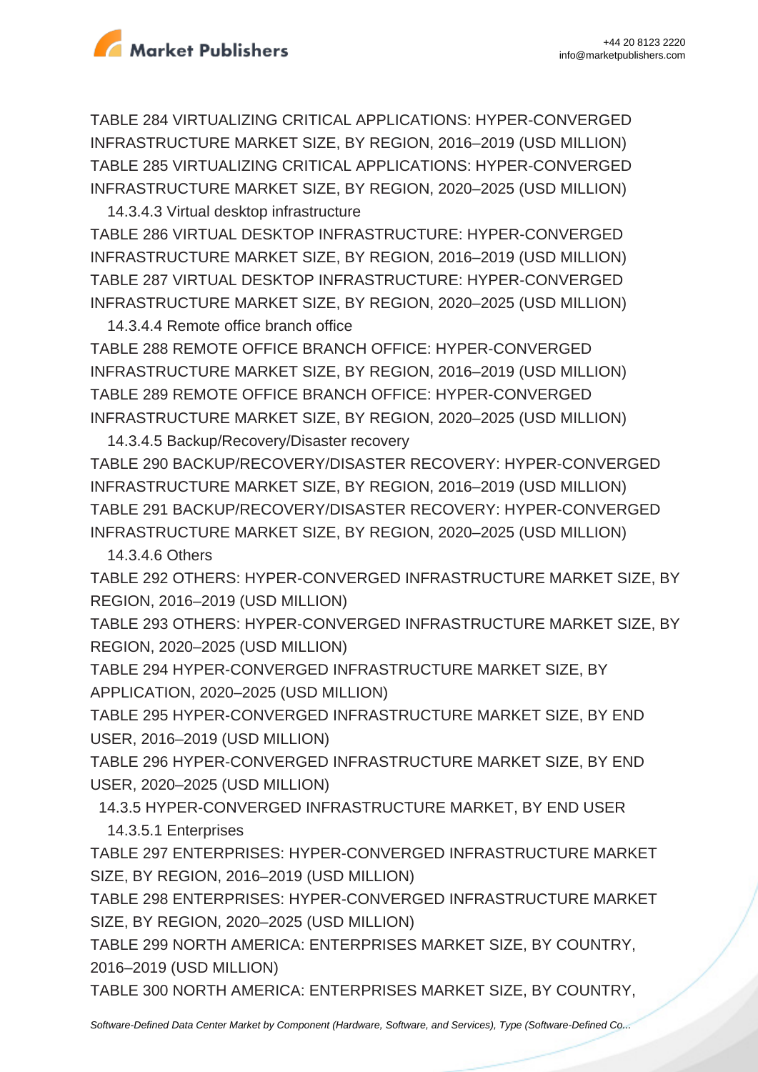TABLE 284 VIRTUALIZING CRITICAL APPLICATIONS: HYPER-CONVERGED INFRASTRUCTURE MARKET SIZE, BY REGION, 2016–2019 (USD MILLION)
TABLE 285 VIRTUALIZING CRITICAL APPLICATIONS: HYPER-CONVERGED INFRASTRUCTURE MARKET SIZE, BY REGION, 2020–2025 (USD MILLION)

14.3.4.3 Virtual desktop infrastructure

TABLE 286 VIRTUAL DESKTOP INFRASTRUCTURE: HYPER-CONVERGED INFRASTRUCTURE MARKET SIZE, BY REGION, 2016–2019 (USD MILLION)
TABLE 287 VIRTUAL DESKTOP INFRASTRUCTURE: HYPER-CONVERGED INFRASTRUCTURE MARKET SIZE, BY REGION, 2020–2025 (USD MILLION)

14.3.4.4 Remote office branch office

TABLE 288 REMOTE OFFICE BRANCH OFFICE: HYPER-CONVERGED INFRASTRUCTURE MARKET SIZE, BY REGION, 2016–2019 (USD MILLION)
TABLE 289 REMOTE OFFICE BRANCH OFFICE: HYPER-CONVERGED INFRASTRUCTURE MARKET SIZE, BY REGION, 2020–2025 (USD MILLION)

14.3.4.5 Backup/Recovery/Disaster recovery

TABLE 290 BACKUP/RECOVERY/DISASTER RECOVERY: HYPER-CONVERGED INFRASTRUCTURE MARKET SIZE, BY REGION, 2016–2019 (USD MILLION)
TABLE 291 BACKUP/RECOVERY/DISASTER RECOVERY: HYPER-CONVERGED INFRASTRUCTURE MARKET SIZE, BY REGION, 2020–2025 (USD MILLION)

14.3.4.6 Others

TABLE 292 OTHERS: HYPER-CONVERGED INFRASTRUCTURE MARKET SIZE, BY REGION, 2016–2019 (USD MILLION)
TABLE 293 OTHERS: HYPER-CONVERGED INFRASTRUCTURE MARKET SIZE, BY REGION, 2020–2025 (USD MILLION)
TABLE 294 HYPER-CONVERGED INFRASTRUCTURE MARKET SIZE, BY APPLICATION, 2020–2025 (USD MILLION)
TABLE 295 HYPER-CONVERGED INFRASTRUCTURE MARKET SIZE, BY END USER, 2016–2019 (USD MILLION)
TABLE 296 HYPER-CONVERGED INFRASTRUCTURE MARKET SIZE, BY END USER, 2020–2025 (USD MILLION)

14.3.5 HYPER-CONVERGED INFRASTRUCTURE MARKET, BY END USER

14.3.5.1 Enterprises

TABLE 297 ENTERPRISES: HYPER-CONVERGED INFRASTRUCTURE MARKET SIZE, BY REGION, 2016–2019 (USD MILLION)
TABLE 298 ENTERPRISES: HYPER-CONVERGED INFRASTRUCTURE MARKET SIZE, BY REGION, 2020–2025 (USD MILLION)
TABLE 299 NORTH AMERICA: ENTERPRISES MARKET SIZE, BY COUNTRY, 2016–2019 (USD MILLION)
TABLE 300 NORTH AMERICA: ENTERPRISES MARKET SIZE, BY COUNTRY,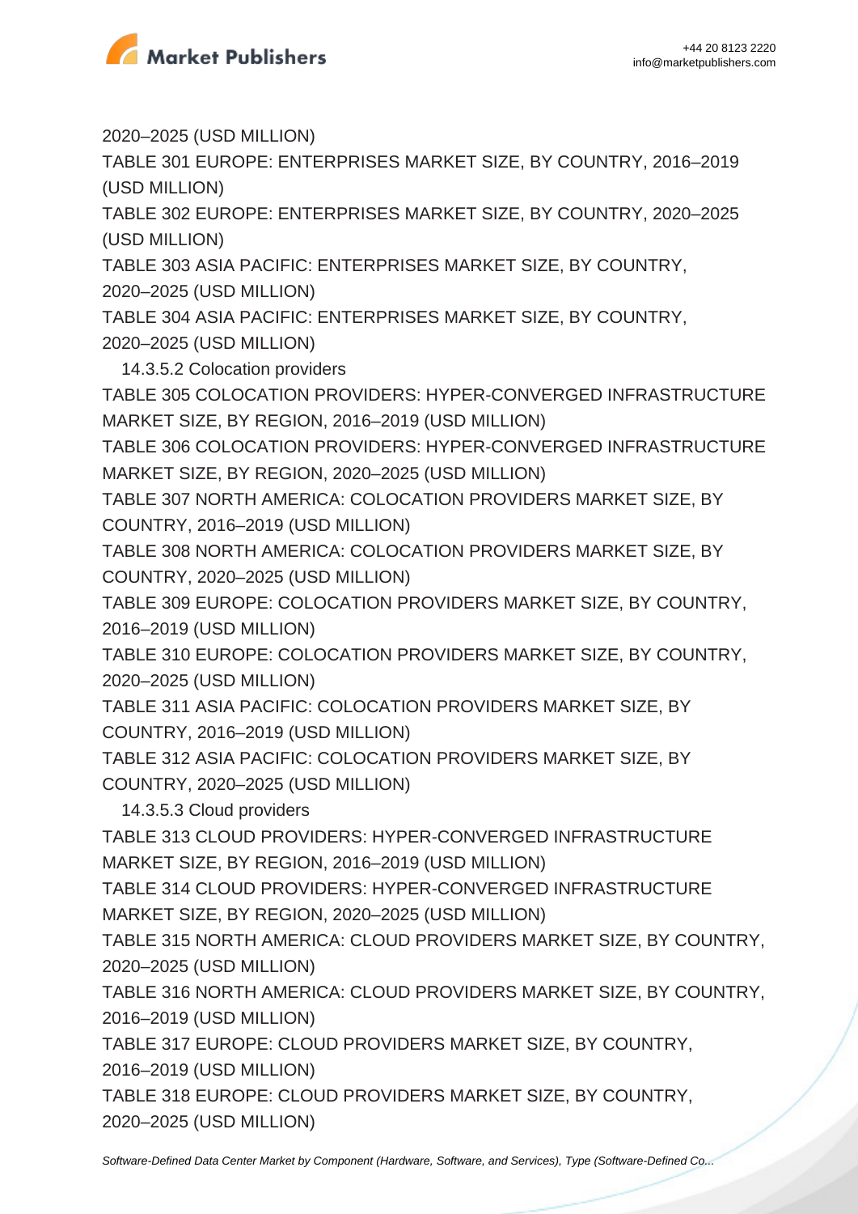2020–2025 (USD MILLION)

TABLE 301 EUROPE: ENTERPRISES MARKET SIZE, BY COUNTRY, 2016–2019 (USD MILLION)

TABLE 302 EUROPE: ENTERPRISES MARKET SIZE, BY COUNTRY, 2020–2025 (USD MILLION)

TABLE 303 ASIA PACIFIC: ENTERPRISES MARKET SIZE, BY COUNTRY, 2020–2025 (USD MILLION)

TABLE 304 ASIA PACIFIC: ENTERPRISES MARKET SIZE, BY COUNTRY, 2020–2025 (USD MILLION)

14.3.5.2 Colocation providers

TABLE 305 COLOCATION PROVIDERS: HYPER-CONVERGED INFRASTRUCTURE MARKET SIZE, BY REGION, 2016–2019 (USD MILLION)

TABLE 306 COLOCATION PROVIDERS: HYPER-CONVERGED INFRASTRUCTURE MARKET SIZE, BY REGION, 2020–2025 (USD MILLION)

TABLE 307 NORTH AMERICA: COLOCATION PROVIDERS MARKET SIZE, BY COUNTRY, 2016–2019 (USD MILLION)

TABLE 308 NORTH AMERICA: COLOCATION PROVIDERS MARKET SIZE, BY COUNTRY, 2020–2025 (USD MILLION)

TABLE 309 EUROPE: COLOCATION PROVIDERS MARKET SIZE, BY COUNTRY, 2016–2019 (USD MILLION)

TABLE 310 EUROPE: COLOCATION PROVIDERS MARKET SIZE, BY COUNTRY, 2020–2025 (USD MILLION)

TABLE 311 ASIA PACIFIC: COLOCATION PROVIDERS MARKET SIZE, BY COUNTRY, 2016–2019 (USD MILLION)

TABLE 312 ASIA PACIFIC: COLOCATION PROVIDERS MARKET SIZE, BY COUNTRY, 2020–2025 (USD MILLION)

14.3.5.3 Cloud providers

TABLE 313 CLOUD PROVIDERS: HYPER-CONVERGED INFRASTRUCTURE MARKET SIZE, BY REGION, 2016–2019 (USD MILLION)

TABLE 314 CLOUD PROVIDERS: HYPER-CONVERGED INFRASTRUCTURE MARKET SIZE, BY REGION, 2020–2025 (USD MILLION)

TABLE 315 NORTH AMERICA: CLOUD PROVIDERS MARKET SIZE, BY COUNTRY, 2020–2025 (USD MILLION)

TABLE 316 NORTH AMERICA: CLOUD PROVIDERS MARKET SIZE, BY COUNTRY, 2016–2019 (USD MILLION)

TABLE 317 EUROPE: CLOUD PROVIDERS MARKET SIZE, BY COUNTRY, 2016–2019 (USD MILLION)

TABLE 318 EUROPE: CLOUD PROVIDERS MARKET SIZE, BY COUNTRY, 2020–2025 (USD MILLION)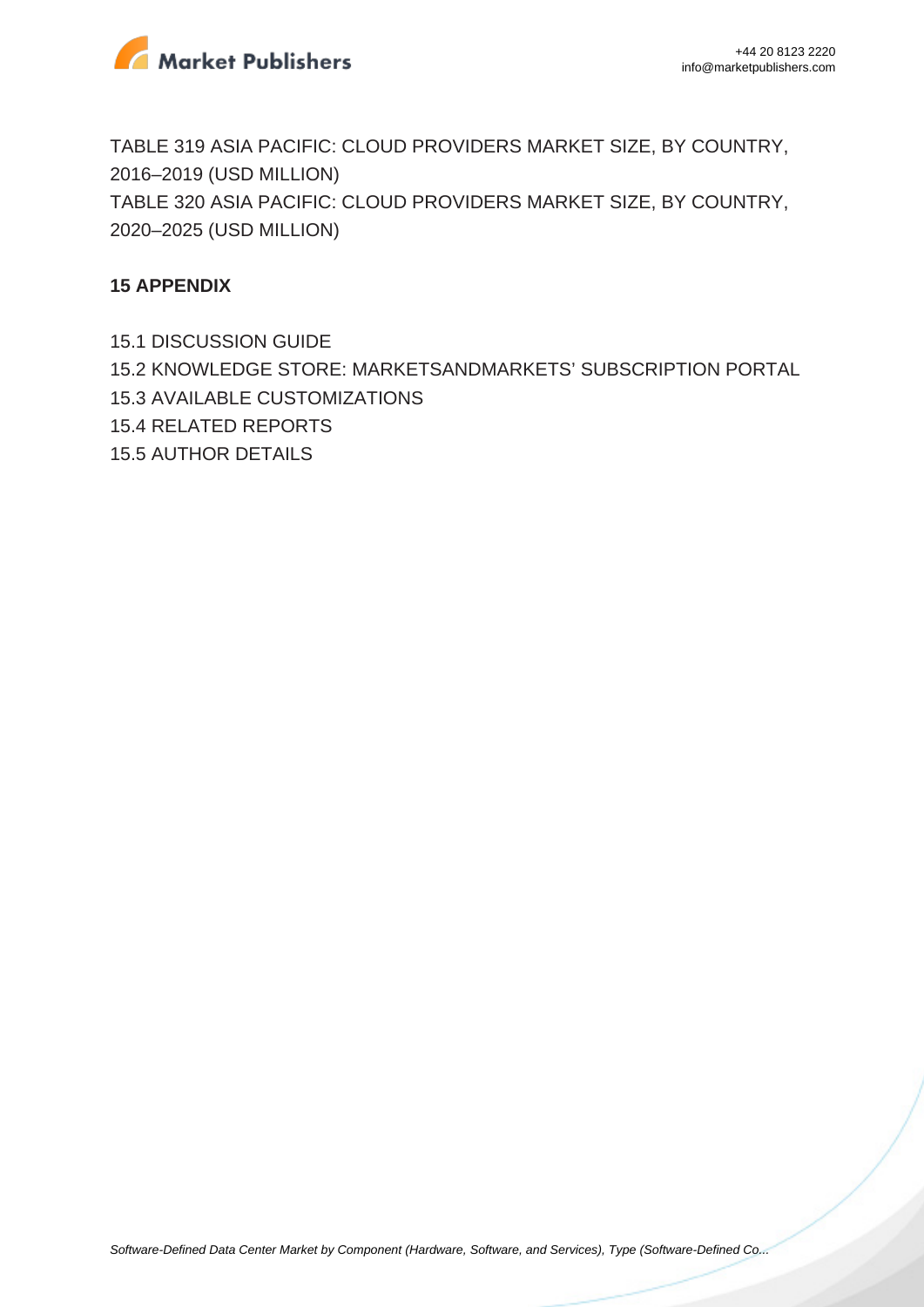TABLE 319 ASIA PACIFIC: CLOUD PROVIDERS MARKET SIZE, BY COUNTRY, 2016–2019 (USD MILLION)
TABLE 320 ASIA PACIFIC: CLOUD PROVIDERS MARKET SIZE, BY COUNTRY, 2020–2025 (USD MILLION)

**15 APPENDIX**

15.1 DISCUSSION GUIDE
15.2 KNOWLEDGE STORE: MARKETSANDMARKETS' SUBSCRIPTION PORTAL
15.3 AVAILABLE CUSTOMIZATIONS
15.4 RELATED REPORTS
15.5 AUTHOR DETAILS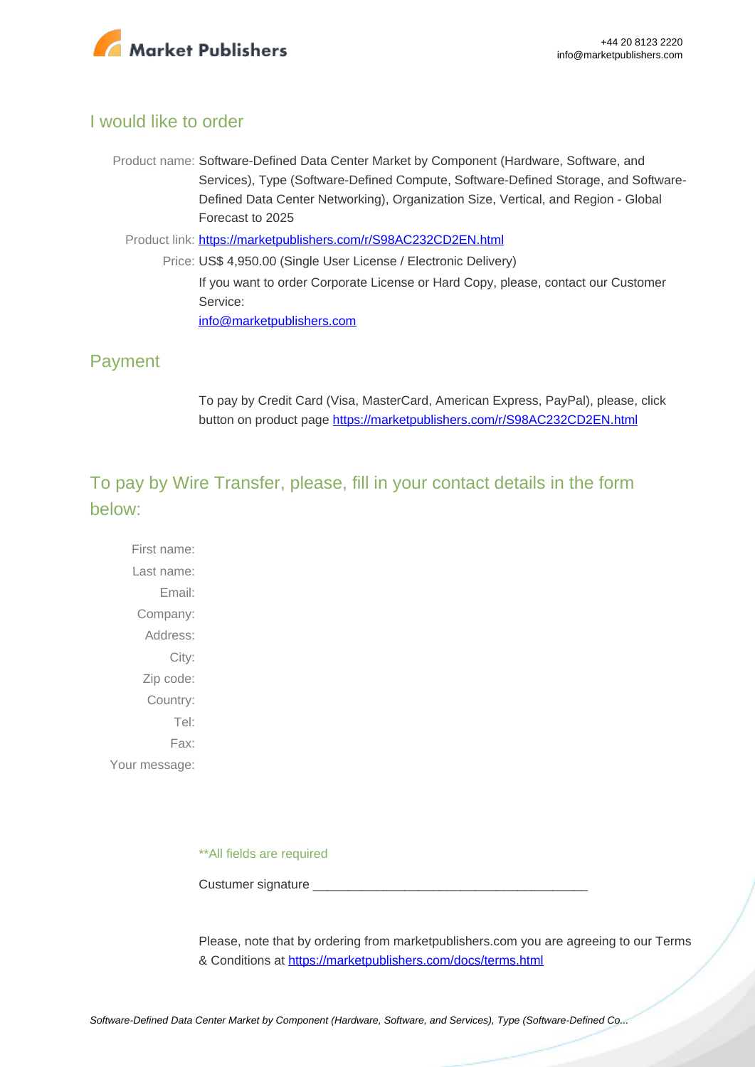## I would like to order

Product name: Software-Defined Data Center Market by Component (Hardware, Software, and Services), Type (Software-Defined Compute, Software-Defined Storage, and Software-Defined Data Center Networking), Organization Size, Vertical, and Region - Global Forecast to 2025

Product link: https://marketpublishers.com/r/S98AC232CD2EN.html

Price: US$ 4,950.00 (Single User License / Electronic Delivery)

If you want to order Corporate License or Hard Copy, please, contact our Customer Service:

info@marketpublishers.com

## Payment

To pay by Credit Card (Visa, MasterCard, American Express, PayPal), please, click button on product page https://marketpublishers.com/r/S98AC232CD2EN.html

## To pay by Wire Transfer, please, fill in your contact details in the form below:

First name:

Last name:

Email:

Company:

Address:

City:

Zip code:

Country:

Tel:

Fax:

Your message:

**All fields are required

Custumer signature _______________________________________

Please, note that by ordering from marketpublishers.com you are agreeing to our Terms & Conditions at https://marketpublishers.com/docs/terms.html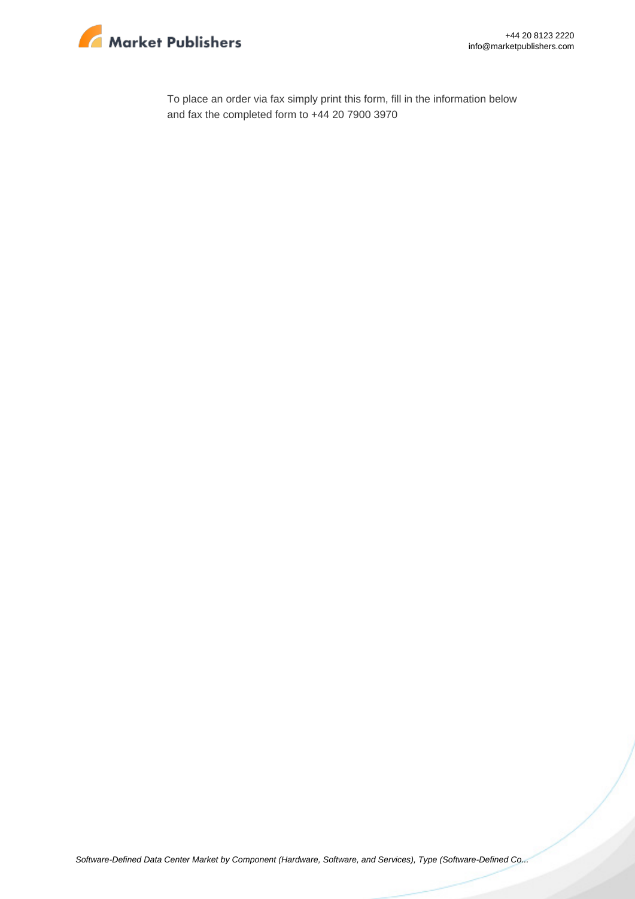To place an order via fax simply print this form, fill in the information below and fax the completed form to +44 20 7900 3970